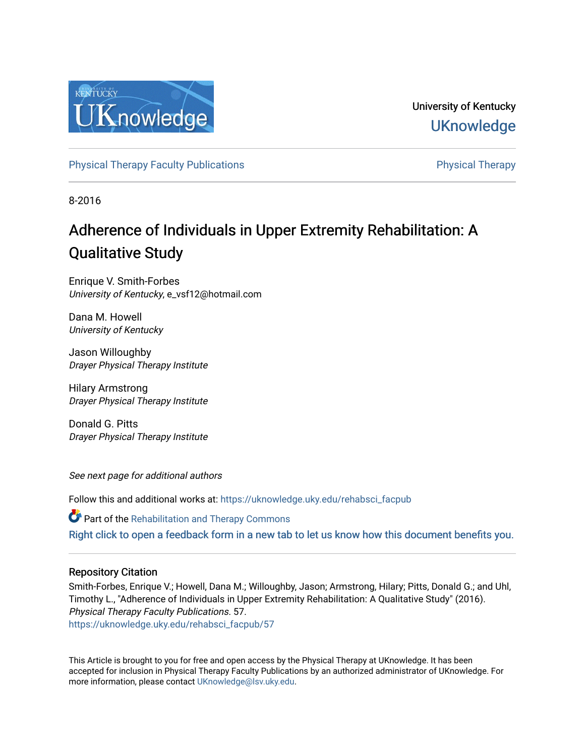University of Kentucky

UKnowledge

Physical Therapy Faculty Publications | Physical Therapy

8-2016

# Adherence of Individuals in Upper Extremity Rehabilitation: A Qualitative Study

Enrique V. Smith-Forbes
*University of Kentucky*, e_vsf12@hotmail.com

Dana M. Howell
*University of Kentucky*

Jason Willoughby
*Drayer Physical Therapy Institute*

Hilary Armstrong
*Drayer Physical Therapy Institute*

Donald G. Pitts
*Drayer Physical Therapy Institute*

*See next page for additional authors*

Follow this and additional works at: https://uknowledge.uky.edu/rehabsci_facpub

Part of the Rehabilitation and Therapy Commons

Right click to open a feedback form in a new tab to let us know how this document benefits you.

## Repository Citation

Smith-Forbes, Enrique V.; Howell, Dana M.; Willoughby, Jason; Armstrong, Hilary; Pitts, Donald G.; and Uhl, Timothy L., "Adherence of Individuals in Upper Extremity Rehabilitation: A Qualitative Study" (2016). *Physical Therapy Faculty Publications*. 57.
https://uknowledge.uky.edu/rehabsci_facpub/57

This Article is brought to you for free and open access by the Physical Therapy at UKnowledge. It has been accepted for inclusion in Physical Therapy Faculty Publications by an authorized administrator of UKnowledge. For more information, please contact UKnowledge@lsv.uky.edu.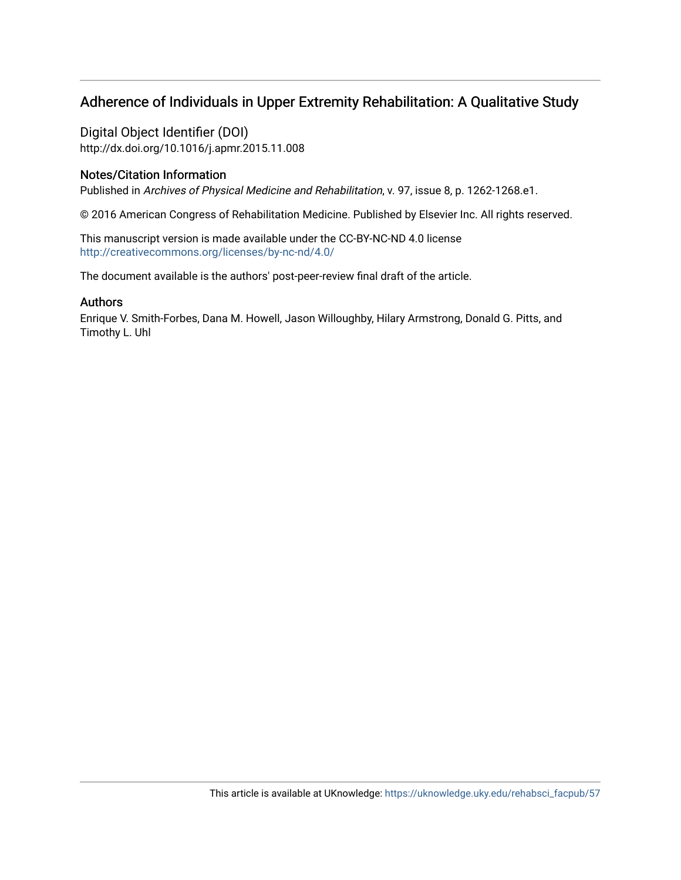# Adherence of Individuals in Upper Extremity Rehabilitation: A Qualitative Study

## Digital Object Identifier (DOI)

http://dx.doi.org/10.1016/j.apmr.2015.11.008

## Notes/Citation Information

Published in *Archives of Physical Medicine and Rehabilitation*, v. 97, issue 8, p. 1262-1268.e1.

© 2016 American Congress of Rehabilitation Medicine. Published by Elsevier Inc. All rights reserved.

This manuscript version is made available under the CC-BY-NC-ND 4.0 license http://creativecommons.org/licenses/by-nc-nd/4.0/

The document available is the authors' post-peer-review final draft of the article.

## Authors

Enrique V. Smith-Forbes, Dana M. Howell, Jason Willoughby, Hilary Armstrong, Donald G. Pitts, and Timothy L. Uhl

This article is available at UKnowledge: https://uknowledge.uky.edu/rehabsci_facpub/57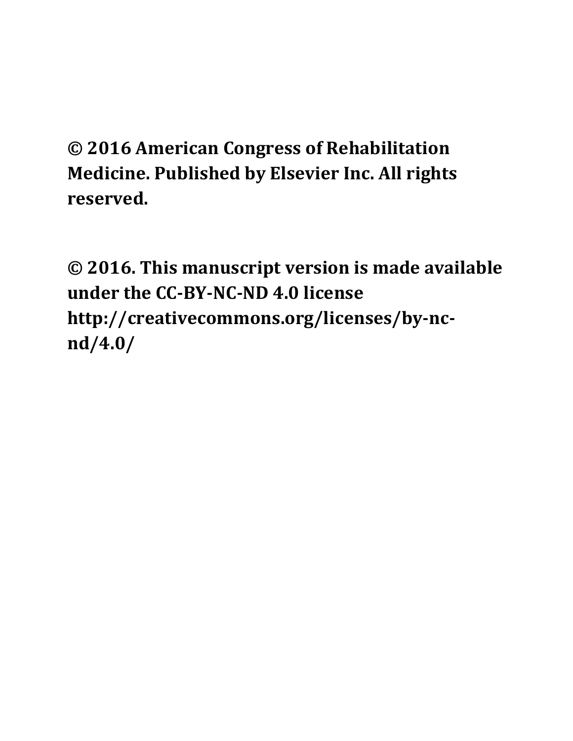**© 2016 American Congress of Rehabilitation Medicine. Published by Elsevier Inc. All rights reserved.**

**© 2016. This manuscript version is made available under the CC-BY-NC-ND 4.0 license http://creativecommons.org/licenses/by-nc-nd/4.0/**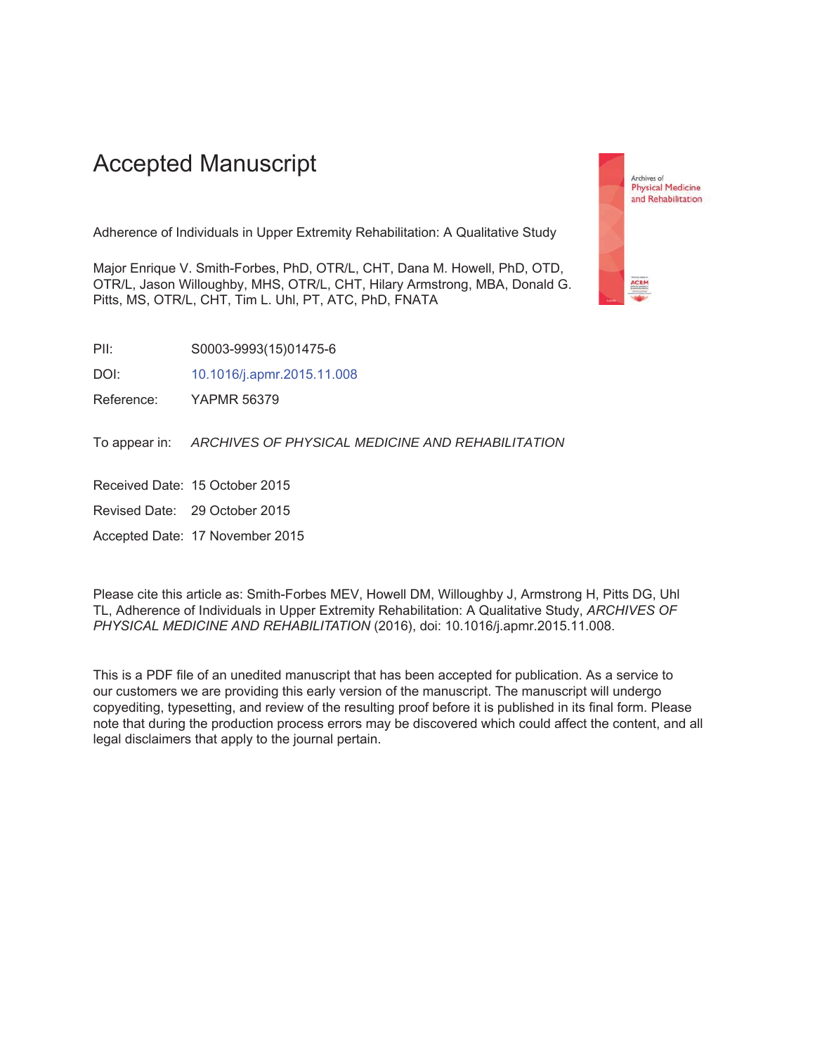Accepted Manuscript

Adherence of Individuals in Upper Extremity Rehabilitation: A Qualitative Study

Major Enrique V. Smith-Forbes, PhD, OTR/L, CHT, Dana M. Howell, PhD, OTD, OTR/L, Jason Willoughby, MHS, OTR/L, CHT, Hilary Armstrong, MBA, Donald G. Pitts, MS, OTR/L, CHT, Tim L. Uhl, PT, ATC, PhD, FNATA

PII: S0003-9993(15)01475-6

DOI: 10.1016/j.apmr.2015.11.008

Reference: YAPMR 56379

To appear in: *ARCHIVES OF PHYSICAL MEDICINE AND REHABILITATION*

Received Date: 15 October 2015

Revised Date: 29 October 2015

Accepted Date: 17 November 2015

Please cite this article as: Smith-Forbes MEV, Howell DM, Willoughby J, Armstrong H, Pitts DG, Uhl TL, Adherence of Individuals in Upper Extremity Rehabilitation: A Qualitative Study, *ARCHIVES OF PHYSICAL MEDICINE AND REHABILITATION* (2016), doi: 10.1016/j.apmr.2015.11.008.

This is a PDF file of an unedited manuscript that has been accepted for publication. As a service to our customers we are providing this early version of the manuscript. The manuscript will undergo copyediting, typesetting, and review of the resulting proof before it is published in its final form. Please note that during the production process errors may be discovered which could affect the content, and all legal disclaimers that apply to the journal pertain.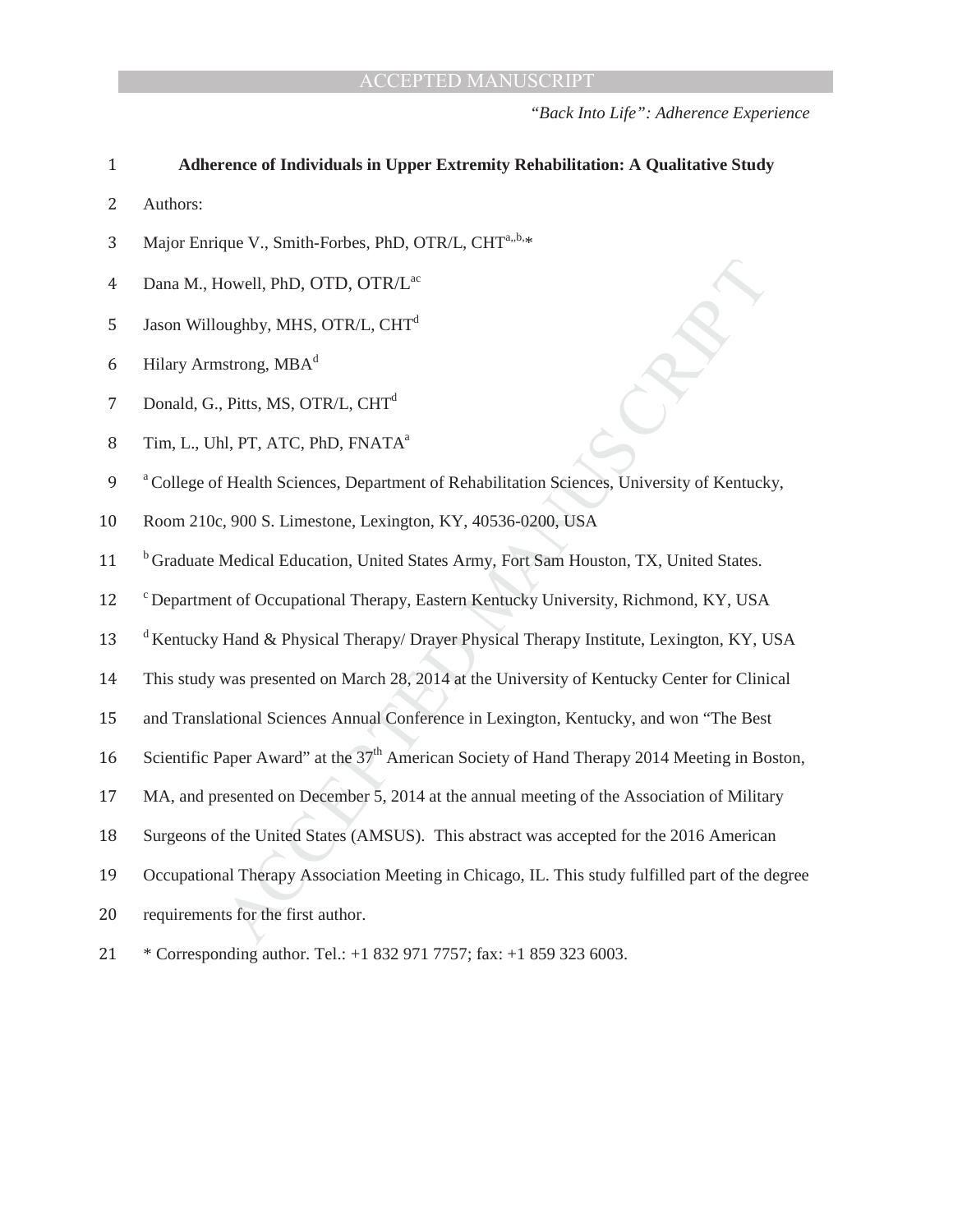**Adherence of Individuals in Upper Extremity Rehabilitation: A Qualitative Study**

Authors:

Major Enrique V., Smith-Forbes, PhD, OTR/L, CHT[a,,b,]*

Dana M., Howell, PhD, OTD, OTR/L[ac]

Jason Willoughby, MHS, OTR/L, CHT[d]

Hilary Armstrong, MBA[d]

Donald, G., Pitts, MS, OTR/L, CHT[d]

Tim, L., Uhl, PT, ATC, PhD, FNATA[a]

[a] College of Health Sciences, Department of Rehabilitation Sciences, University of Kentucky, Room 210c, 900 S. Limestone, Lexington, KY, 40536-0200, USA

[b] Graduate Medical Education, United States Army, Fort Sam Houston, TX, United States.

[c] Department of Occupational Therapy, Eastern Kentucky University, Richmond, KY, USA

[d] Kentucky Hand & Physical Therapy/ Drayer Physical Therapy Institute, Lexington, KY, USA

This study was presented on March 28, 2014 at the University of Kentucky Center for Clinical and Translational Sciences Annual Conference in Lexington, Kentucky, and won "The Best Scientific Paper Award" at the 37th American Society of Hand Therapy 2014 Meeting in Boston, MA, and presented on December 5, 2014 at the annual meeting of the Association of Military Surgeons of the United States (AMSUS). This abstract was accepted for the 2016 American Occupational Therapy Association Meeting in Chicago, IL. This study fulfilled part of the degree requirements for the first author.

* Corresponding author. Tel.: +1 832 971 7757; fax: +1 859 323 6003.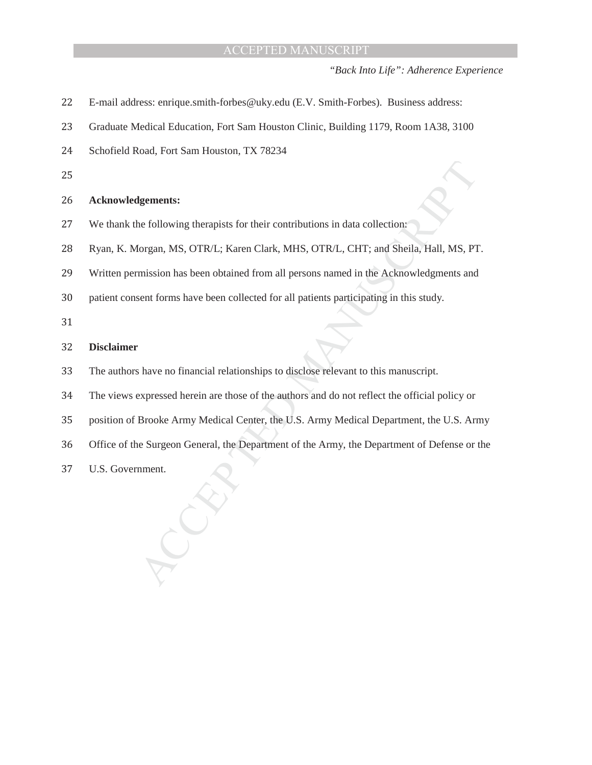E-mail address: enrique.smith-forbes@uky.edu (E.V. Smith-Forbes). Business address: Graduate Medical Education, Fort Sam Houston Clinic, Building 1179, Room 1A38, 3100 Schofield Road, Fort Sam Houston, TX 78234

**Acknowledgements:**

We thank the following therapists for their contributions in data collection: Ryan, K. Morgan, MS, OTR/L; Karen Clark, MHS, OTR/L, CHT; and Sheila, Hall, MS, PT. Written permission has been obtained from all persons named in the Acknowledgments and patient consent forms have been collected for all patients participating in this study.

**Disclaimer**

The authors have no financial relationships to disclose relevant to this manuscript. The views expressed herein are those of the authors and do not reflect the official policy or position of Brooke Army Medical Center, the U.S. Army Medical Department, the U.S. Army Office of the Surgeon General, the Department of the Army, the Department of Defense or the U.S. Government.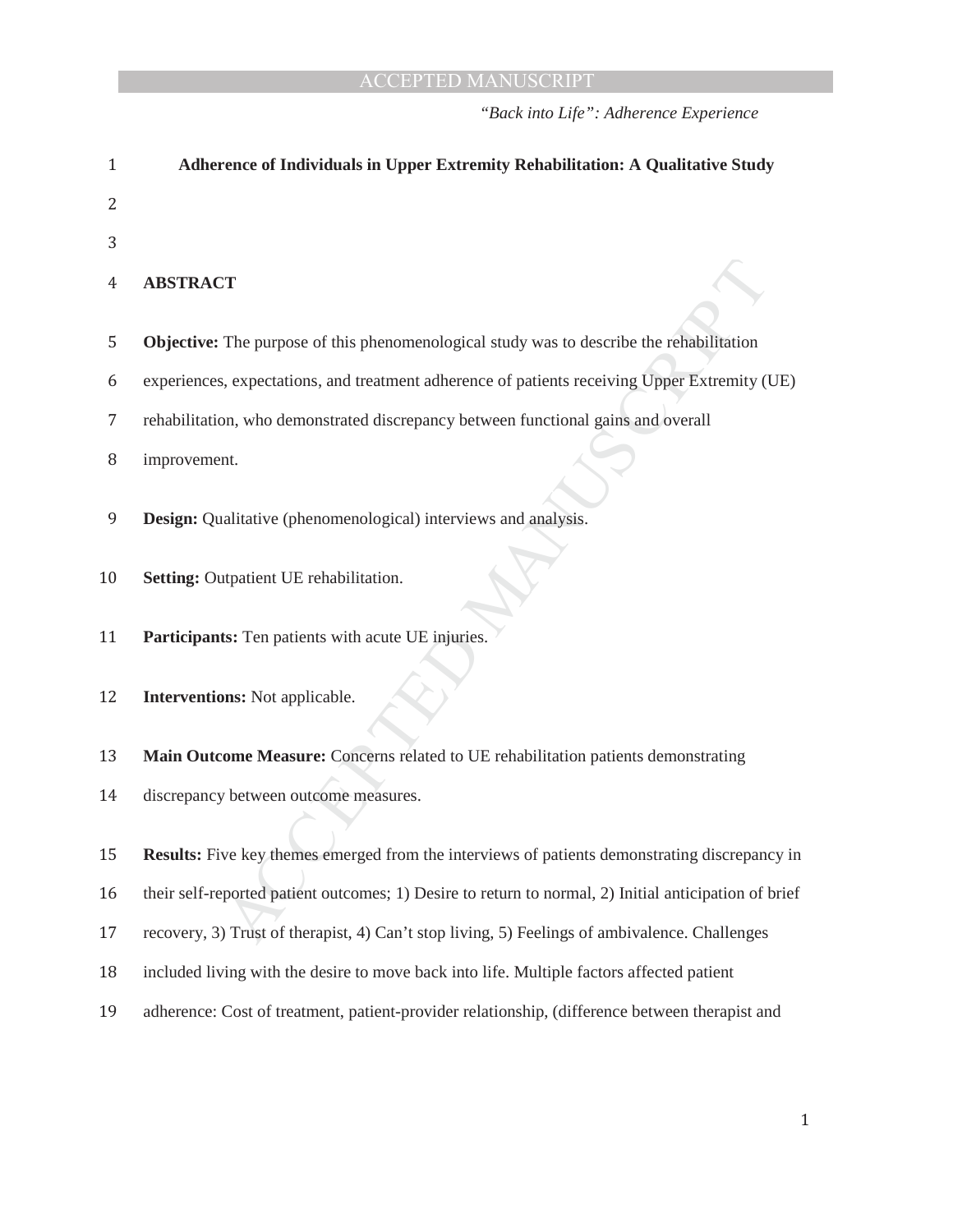# Adherence of Individuals in Upper Extremity Rehabilitation: A Qualitative Study

## ABSTRACT

**Objective:** The purpose of this phenomenological study was to describe the rehabilitation experiences, expectations, and treatment adherence of patients receiving Upper Extremity (UE) rehabilitation, who demonstrated discrepancy between functional gains and overall improvement.

**Design:** Qualitative (phenomenological) interviews and analysis.

**Setting:** Outpatient UE rehabilitation.

**Participants:** Ten patients with acute UE injuries.

**Interventions:** Not applicable.

**Main Outcome Measure:** Concerns related to UE rehabilitation patients demonstrating discrepancy between outcome measures.

**Results:** Five key themes emerged from the interviews of patients demonstrating discrepancy in their self-reported patient outcomes; 1) Desire to return to normal, 2) Initial anticipation of brief recovery, 3) Trust of therapist, 4) Can't stop living, 5) Feelings of ambivalence. Challenges included living with the desire to move back into life. Multiple factors affected patient adherence: Cost of treatment, patient-provider relationship, (difference between therapist and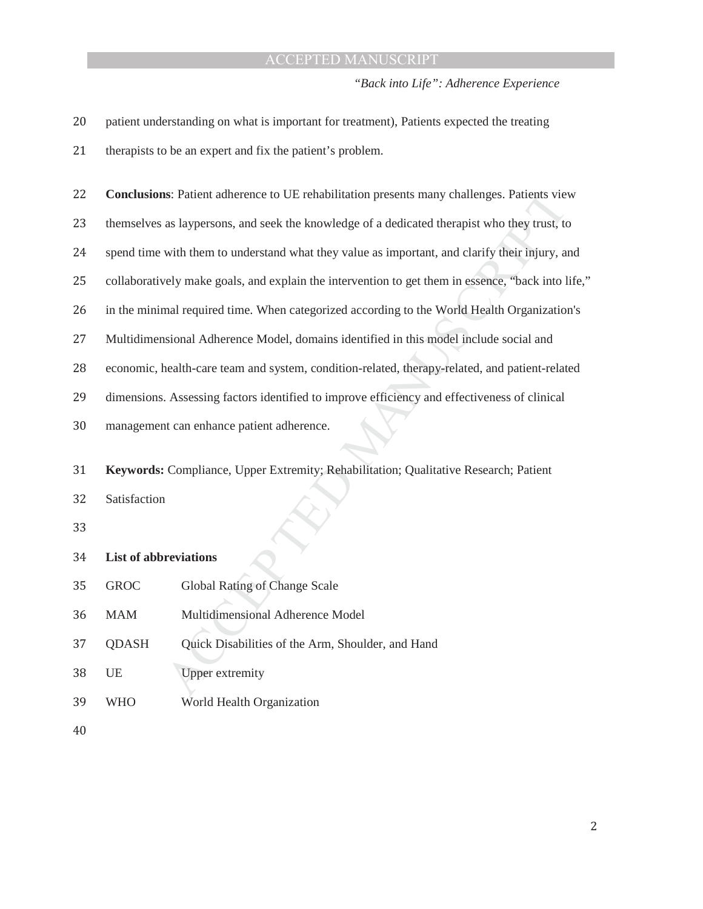patient understanding on what is important for treatment), Patients expected the treating therapists to be an expert and fix the patient's problem.

**Conclusions**: Patient adherence to UE rehabilitation presents many challenges. Patients view themselves as laypersons, and seek the knowledge of a dedicated therapist who they trust, to spend time with them to understand what they value as important, and clarify their injury, and collaboratively make goals, and explain the intervention to get them in essence, "back into life," in the minimal required time. When categorized according to the World Health Organization's Multidimensional Adherence Model, domains identified in this model include social and economic, health-care team and system, condition-related, therapy-related, and patient-related dimensions. Assessing factors identified to improve efficiency and effectiveness of clinical management can enhance patient adherence.

**Keywords:** Compliance, Upper Extremity; Rehabilitation; Qualitative Research; Patient Satisfaction

**List of abbreviations**

| | |
|---|---|
| GROC | Global Rating of Change Scale |
| MAM | Multidimensional Adherence Model |
| QDASH | Quick Disabilities of the Arm, Shoulder, and Hand |
| UE | Upper extremity |
| WHO | World Health Organization |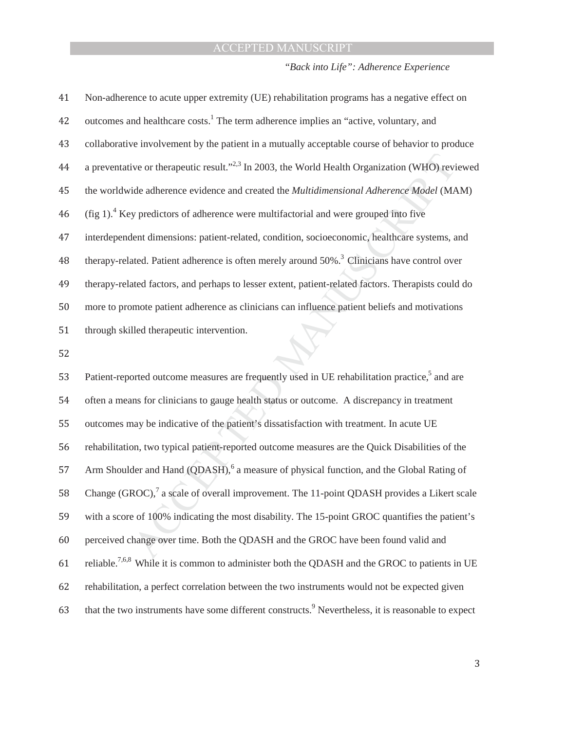Non-adherence to acute upper extremity (UE) rehabilitation programs has a negative effect on outcomes and healthcare costs.[1] The term adherence implies an "active, voluntary, and collaborative involvement by the patient in a mutually acceptable course of behavior to produce a preventative or therapeutic result."[2,3] In 2003, the World Health Organization (WHO) reviewed the worldwide adherence evidence and created the *Multidimensional Adherence Model* (MAM) (fig 1).[4] Key predictors of adherence were multifactorial and were grouped into five interdependent dimensions: patient-related, condition, socioeconomic, healthcare systems, and therapy-related. Patient adherence is often merely around 50%.[3] Clinicians have control over therapy-related factors, and perhaps to lesser extent, patient-related factors. Therapists could do more to promote patient adherence as clinicians can influence patient beliefs and motivations through skilled therapeutic intervention.

Patient-reported outcome measures are frequently used in UE rehabilitation practice,[5] and are often a means for clinicians to gauge health status or outcome. A discrepancy in treatment outcomes may be indicative of the patient's dissatisfaction with treatment. In acute UE rehabilitation, two typical patient-reported outcome measures are the Quick Disabilities of the Arm Shoulder and Hand (QDASH),[6] a measure of physical function, and the Global Rating of Change (GROC),[7] a scale of overall improvement. The 11-point QDASH provides a Likert scale with a score of 100% indicating the most disability. The 15-point GROC quantifies the patient's perceived change over time. Both the QDASH and the GROC have been found valid and reliable.[7,6,8] While it is common to administer both the QDASH and the GROC to patients in UE rehabilitation, a perfect correlation between the two instruments would not be expected given that the two instruments have some different constructs.[9] Nevertheless, it is reasonable to expect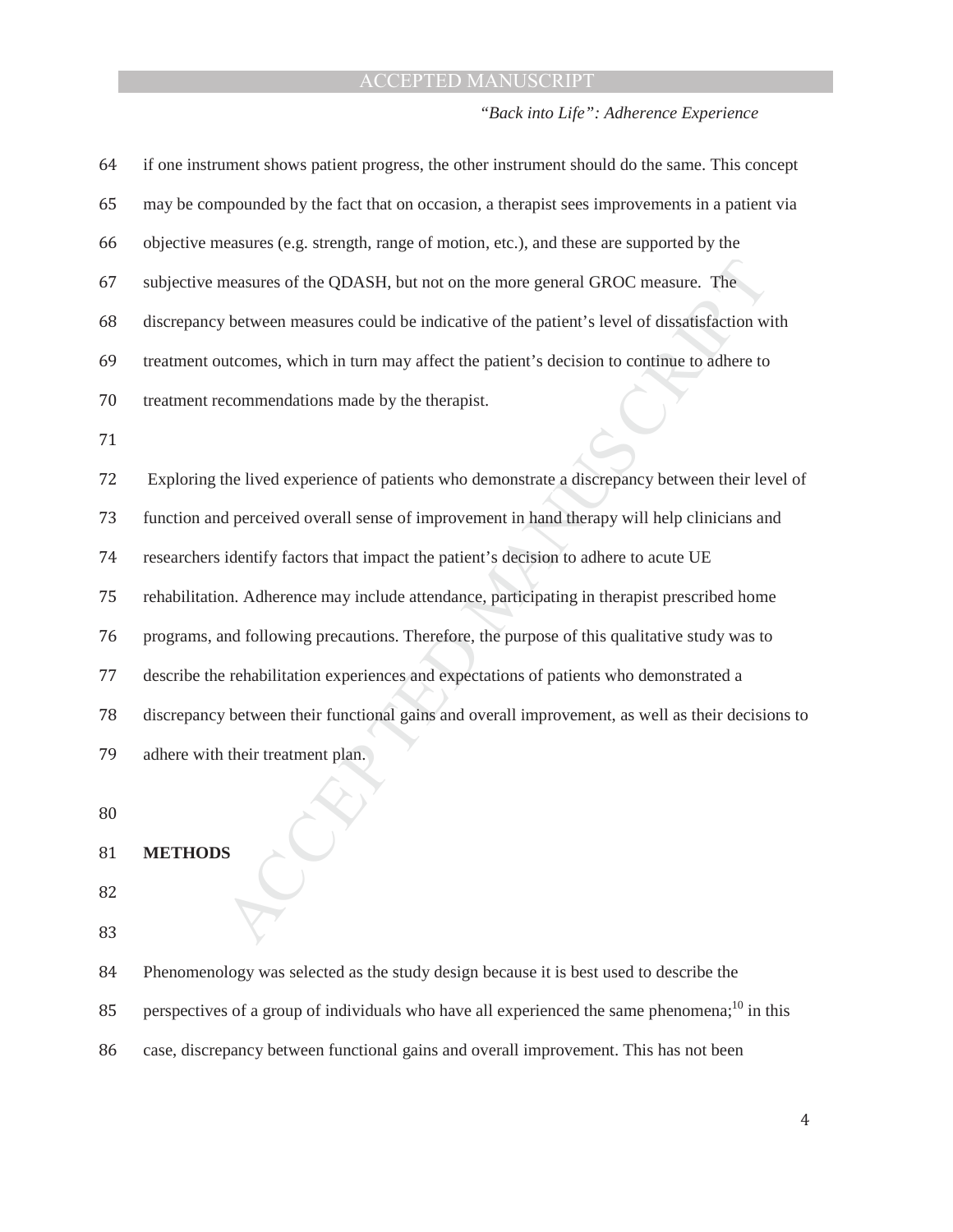if one instrument shows patient progress, the other instrument should do the same. This concept may be compounded by the fact that on occasion, a therapist sees improvements in a patient via objective measures (e.g. strength, range of motion, etc.), and these are supported by the subjective measures of the QDASH, but not on the more general GROC measure. The discrepancy between measures could be indicative of the patient's level of dissatisfaction with treatment outcomes, which in turn may affect the patient's decision to continue to adhere to treatment recommendations made by the therapist.

Exploring the lived experience of patients who demonstrate a discrepancy between their level of function and perceived overall sense of improvement in hand therapy will help clinicians and researchers identify factors that impact the patient's decision to adhere to acute UE rehabilitation. Adherence may include attendance, participating in therapist prescribed home programs, and following precautions. Therefore, the purpose of this qualitative study was to describe the rehabilitation experiences and expectations of patients who demonstrated a discrepancy between their functional gains and overall improvement, as well as their decisions to adhere with their treatment plan.

## METHODS

Phenomenology was selected as the study design because it is best used to describe the perspectives of a group of individuals who have all experienced the same phenomena;[10] in this case, discrepancy between functional gains and overall improvement. This has not been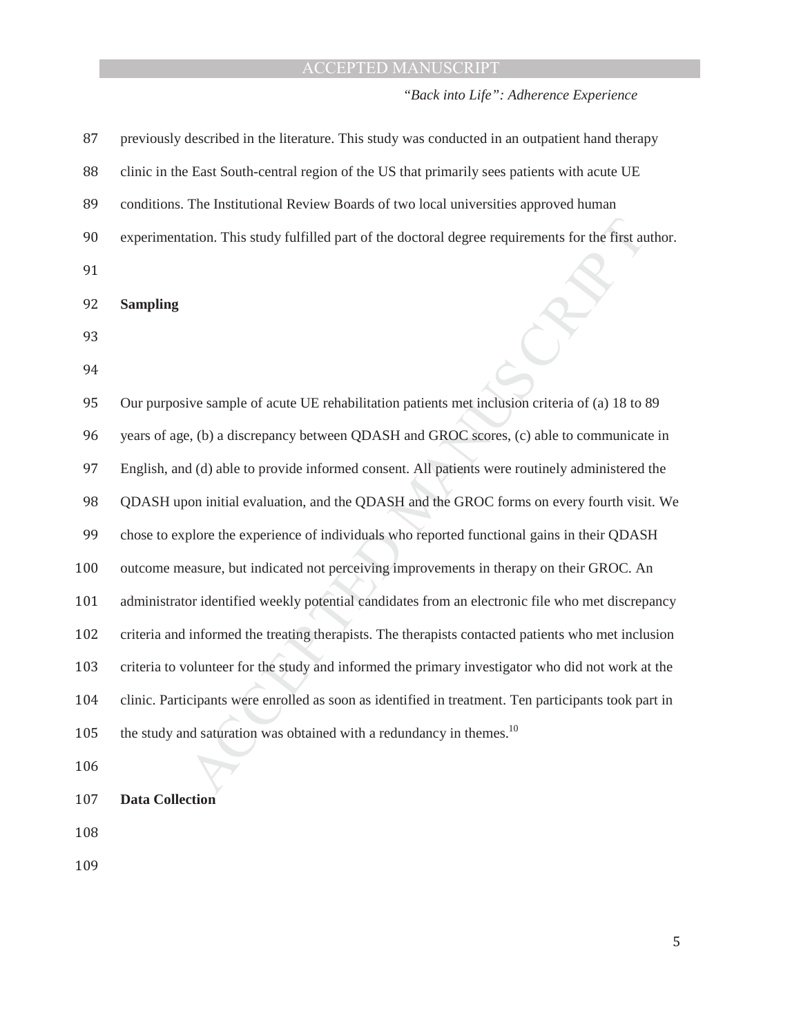previously described in the literature. This study was conducted in an outpatient hand therapy clinic in the East South-central region of the US that primarily sees patients with acute UE conditions. The Institutional Review Boards of two local universities approved human experimentation. This study fulfilled part of the doctoral degree requirements for the first author.

**Sampling**

Our purposive sample of acute UE rehabilitation patients met inclusion criteria of (a) 18 to 89 years of age, (b) a discrepancy between QDASH and GROC scores, (c) able to communicate in English, and (d) able to provide informed consent. All patients were routinely administered the QDASH upon initial evaluation, and the QDASH and the GROC forms on every fourth visit. We chose to explore the experience of individuals who reported functional gains in their QDASH outcome measure, but indicated not perceiving improvements in therapy on their GROC. An administrator identified weekly potential candidates from an electronic file who met discrepancy criteria and informed the treating therapists. The therapists contacted patients who met inclusion criteria to volunteer for the study and informed the primary investigator who did not work at the clinic. Participants were enrolled as soon as identified in treatment. Ten participants took part in the study and saturation was obtained with a redundancy in themes.[10]

**Data Collection**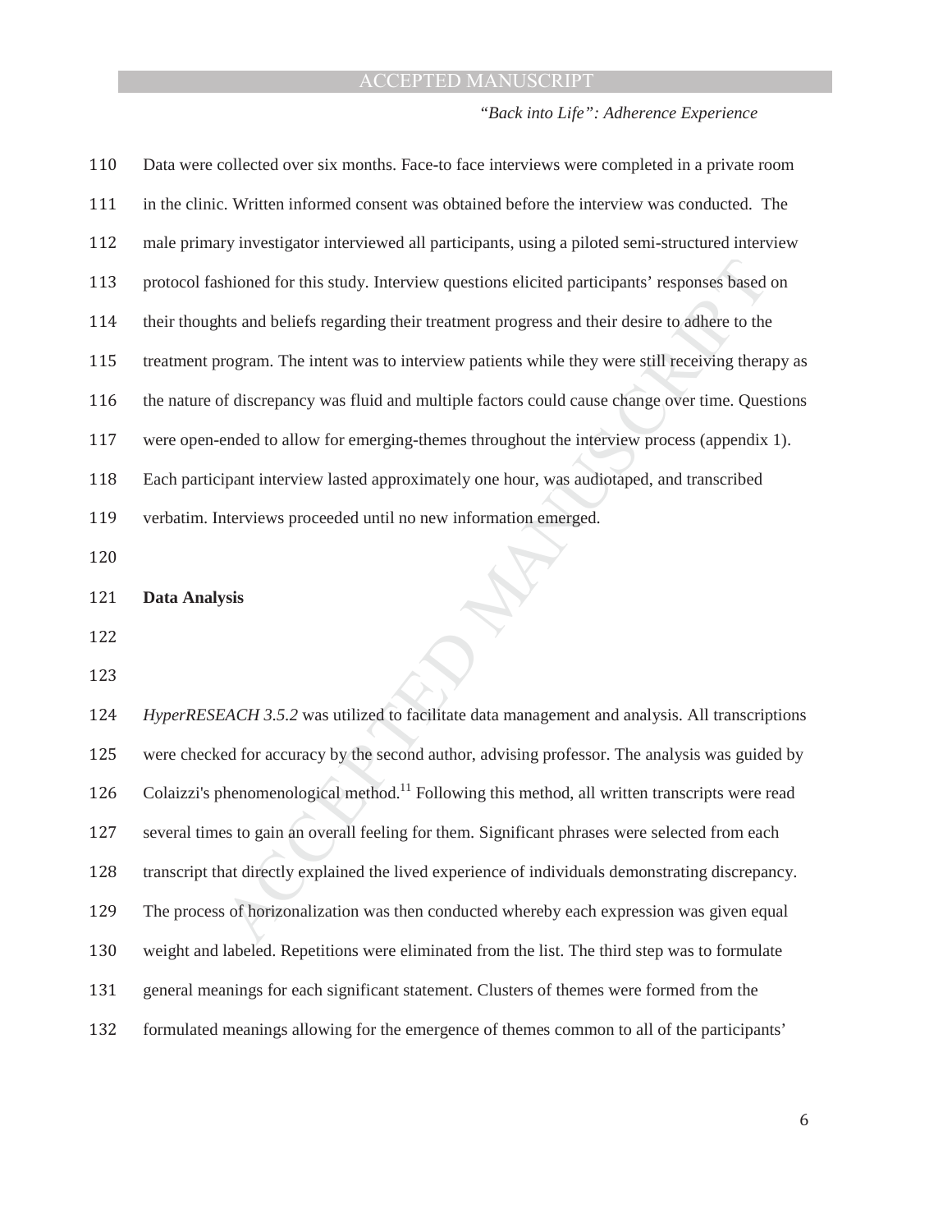Data were collected over six months. Face-to face interviews were completed in a private room in the clinic. Written informed consent was obtained before the interview was conducted. The male primary investigator interviewed all participants, using a piloted semi-structured interview protocol fashioned for this study. Interview questions elicited participants' responses based on their thoughts and beliefs regarding their treatment progress and their desire to adhere to the treatment program. The intent was to interview patients while they were still receiving therapy as the nature of discrepancy was fluid and multiple factors could cause change over time. Questions were open-ended to allow for emerging-themes throughout the interview process (appendix 1). Each participant interview lasted approximately one hour, was audiotaped, and transcribed verbatim. Interviews proceeded until no new information emerged.

**Data Analysis**

*HyperRESEACH 3.5.2* was utilized to facilitate data management and analysis. All transcriptions were checked for accuracy by the second author, advising professor. The analysis was guided by Colaizzi's phenomenological method.[11] Following this method, all written transcripts were read several times to gain an overall feeling for them. Significant phrases were selected from each transcript that directly explained the lived experience of individuals demonstrating discrepancy. The process of horizonalization was then conducted whereby each expression was given equal weight and labeled. Repetitions were eliminated from the list. The third step was to formulate general meanings for each significant statement. Clusters of themes were formed from the formulated meanings allowing for the emergence of themes common to all of the participants'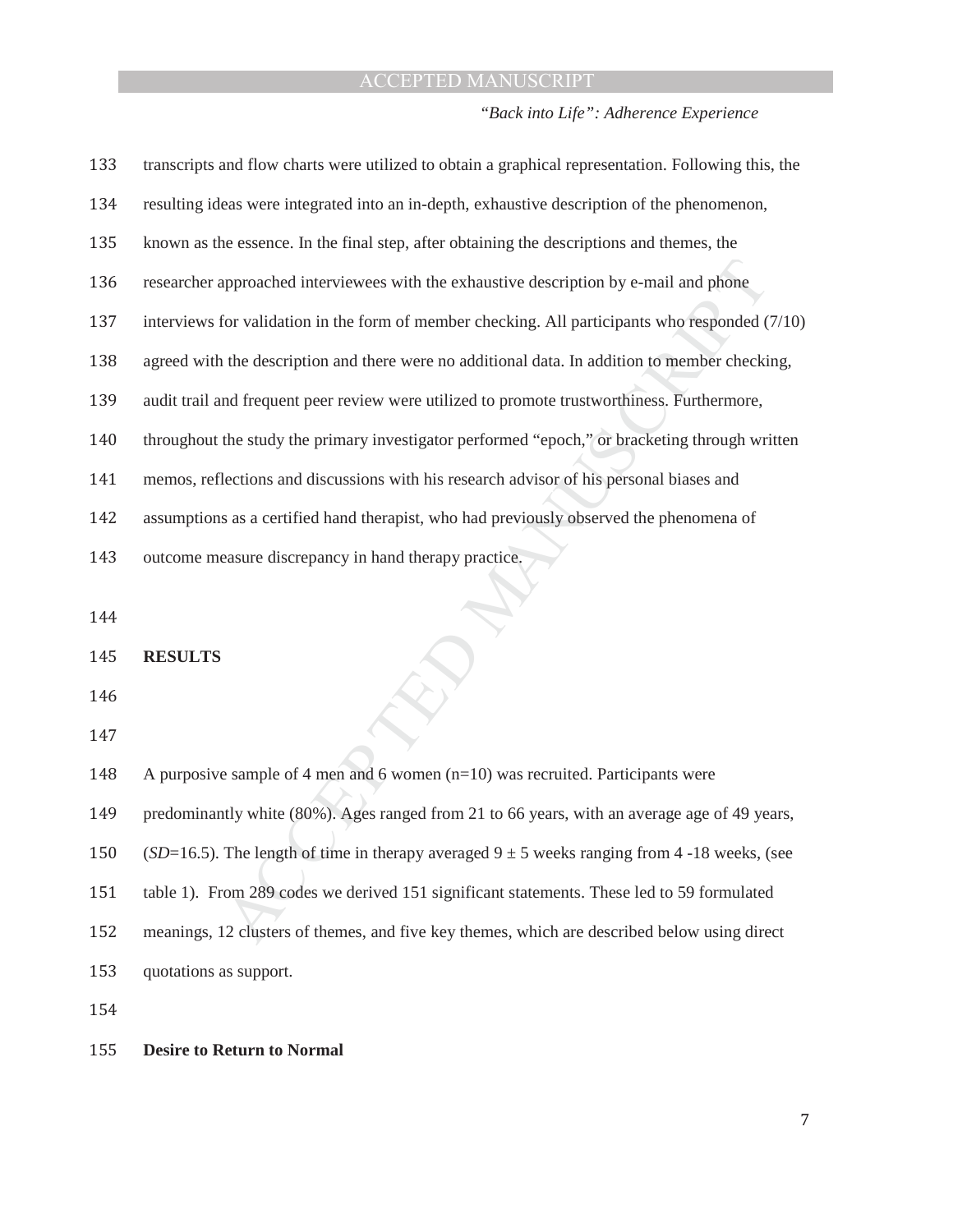transcripts and flow charts were utilized to obtain a graphical representation. Following this, the resulting ideas were integrated into an in-depth, exhaustive description of the phenomenon, known as the essence. In the final step, after obtaining the descriptions and themes, the researcher approached interviewees with the exhaustive description by e-mail and phone interviews for validation in the form of member checking. All participants who responded (7/10) agreed with the description and there were no additional data. In addition to member checking, audit trail and frequent peer review were utilized to promote trustworthiness. Furthermore, throughout the study the primary investigator performed "epoch," or bracketing through written memos, reflections and discussions with his research advisor of his personal biases and assumptions as a certified hand therapist, who had previously observed the phenomena of outcome measure discrepancy in hand therapy practice.

## RESULTS

A purposive sample of 4 men and 6 women (n=10) was recruited. Participants were predominantly white (80%). Ages ranged from 21 to 66 years, with an average age of 49 years, (*SD*=16.5). The length of time in therapy averaged $9 \pm 5$ weeks ranging from 4 -18 weeks, (see table 1). From 289 codes we derived 151 significant statements. These led to 59 formulated meanings, 12 clusters of themes, and five key themes, which are described below using direct quotations as support.

### Desire to Return to Normal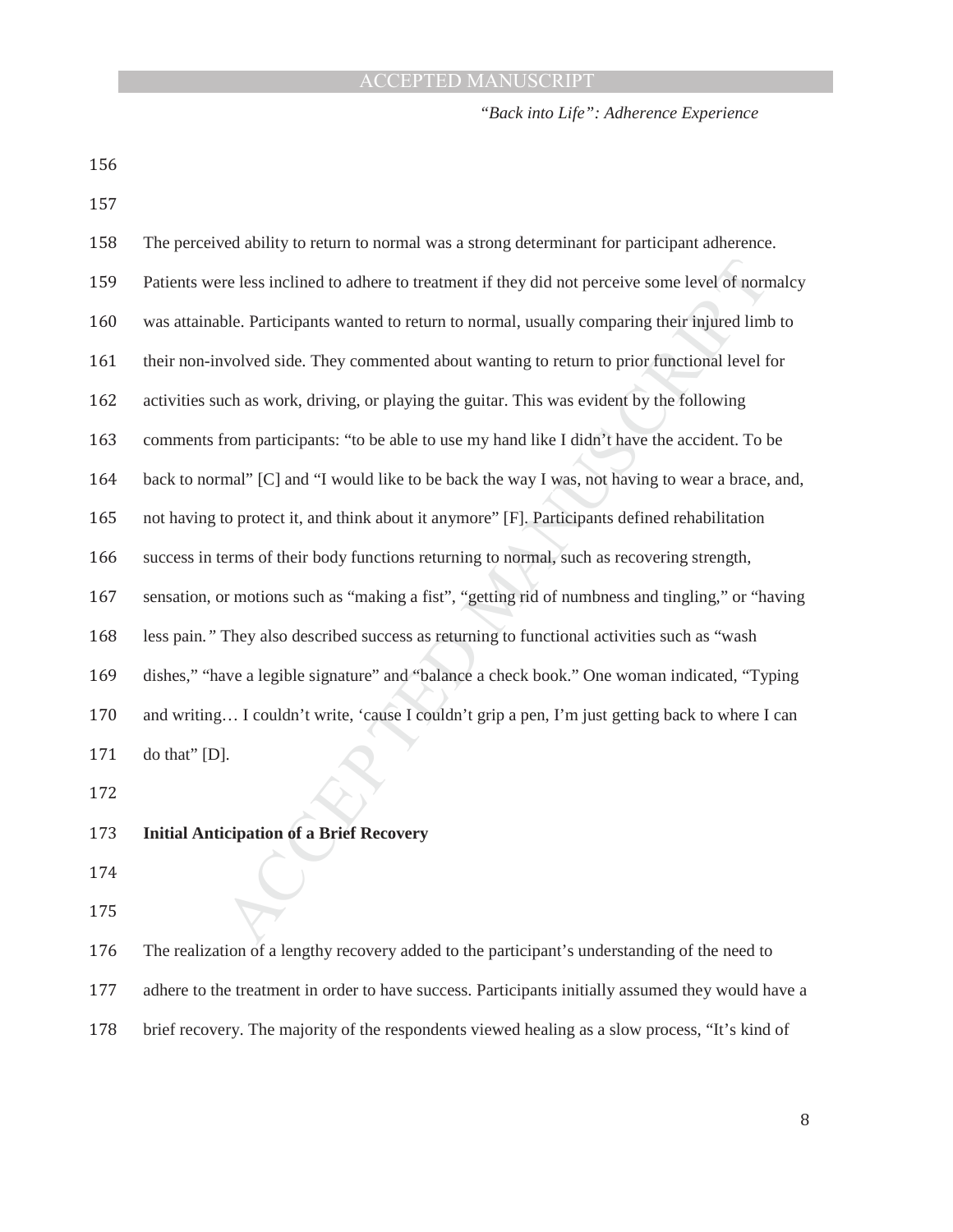The perceived ability to return to normal was a strong determinant for participant adherence. Patients were less inclined to adhere to treatment if they did not perceive some level of normalcy was attainable. Participants wanted to return to normal, usually comparing their injured limb to their non-involved side. They commented about wanting to return to prior functional level for activities such as work, driving, or playing the guitar. This was evident by the following comments from participants: "to be able to use my hand like I didn't have the accident. To be back to normal" [C] and "I would like to be back the way I was, not having to wear a brace, and, not having to protect it, and think about it anymore" [F]. Participants defined rehabilitation success in terms of their body functions returning to normal, such as recovering strength, sensation, or motions such as "making a fist", "getting rid of numbness and tingling," or "having less pain." They also described success as returning to functional activities such as "wash dishes," "have a legible signature" and "balance a check book." One woman indicated, "Typing and writing… I couldn't write, 'cause I couldn't grip a pen, I'm just getting back to where I can do that" [D].

**Initial Anticipation of a Brief Recovery**

The realization of a lengthy recovery added to the participant's understanding of the need to adhere to the treatment in order to have success. Participants initially assumed they would have a brief recovery. The majority of the respondents viewed healing as a slow process, "It's kind of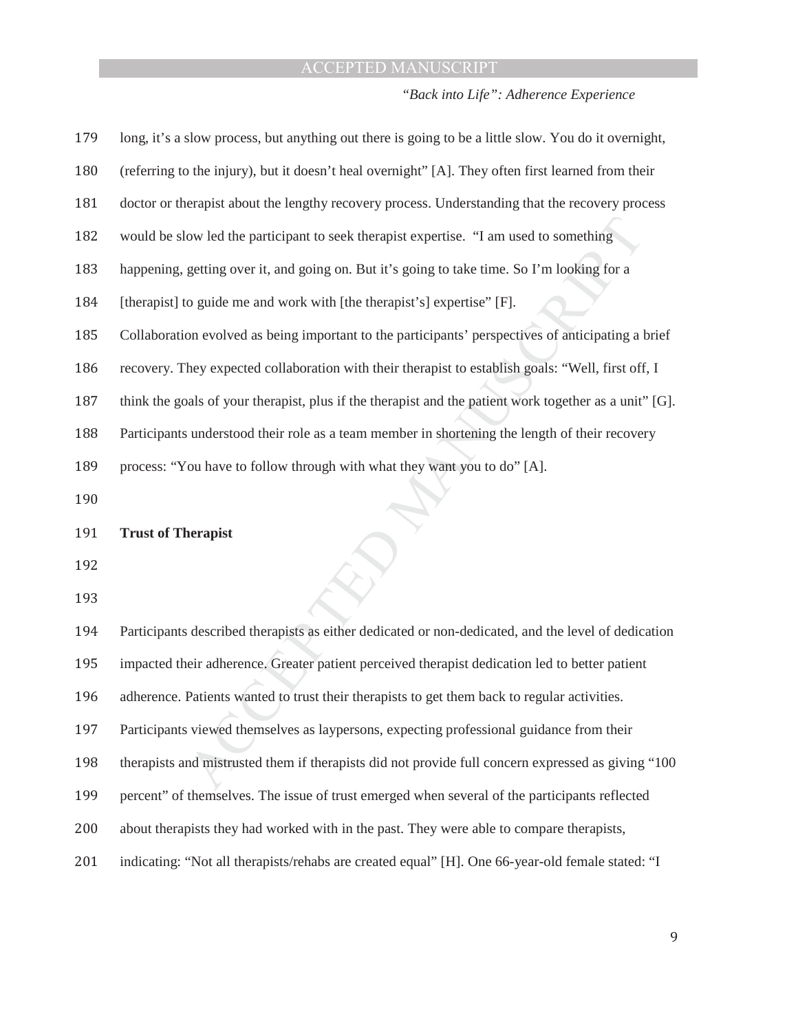long, it's a slow process, but anything out there is going to be a little slow. You do it overnight, (referring to the injury), but it doesn't heal overnight" [A]. They often first learned from their doctor or therapist about the lengthy recovery process. Understanding that the recovery process would be slow led the participant to seek therapist expertise. "I am used to something happening, getting over it, and going on. But it's going to take time. So I'm looking for a [therapist] to guide me and work with [the therapist's] expertise" [F].

Collaboration evolved as being important to the participants' perspectives of anticipating a brief recovery. They expected collaboration with their therapist to establish goals: "Well, first off, I think the goals of your therapist, plus if the therapist and the patient work together as a unit" [G]. Participants understood their role as a team member in shortening the length of their recovery process: "You have to follow through with what they want you to do" [A].

**Trust of Therapist**

Participants described therapists as either dedicated or non-dedicated, and the level of dedication impacted their adherence. Greater patient perceived therapist dedication led to better patient adherence. Patients wanted to trust their therapists to get them back to regular activities. Participants viewed themselves as laypersons, expecting professional guidance from their therapists and mistrusted them if therapists did not provide full concern expressed as giving "100 percent" of themselves. The issue of trust emerged when several of the participants reflected about therapists they had worked with in the past. They were able to compare therapists, indicating: "Not all therapists/rehabs are created equal" [H]. One 66-year-old female stated: "I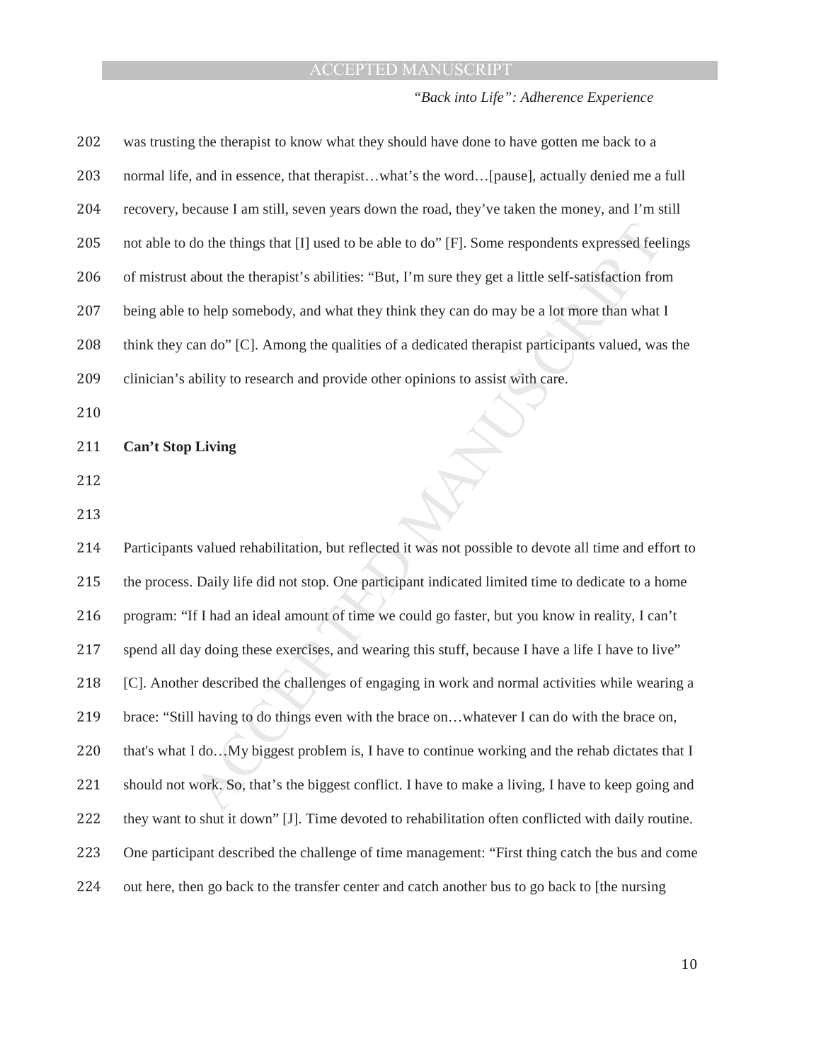was trusting the therapist to know what they should have done to have gotten me back to a normal life, and in essence, that therapist…what's the word…[pause], actually denied me a full recovery, because I am still, seven years down the road, they've taken the money, and I'm still not able to do the things that [I] used to be able to do" [F]. Some respondents expressed feelings of mistrust about the therapist's abilities: "But, I'm sure they get a little self-satisfaction from being able to help somebody, and what they think they can do may be a lot more than what I think they can do" [C]. Among the qualities of a dedicated therapist participants valued, was the clinician's ability to research and provide other opinions to assist with care.

**Can't Stop Living**

Participants valued rehabilitation, but reflected it was not possible to devote all time and effort to the process. Daily life did not stop. One participant indicated limited time to dedicate to a home program: "If I had an ideal amount of time we could go faster, but you know in reality, I can't spend all day doing these exercises, and wearing this stuff, because I have a life I have to live" [C]. Another described the challenges of engaging in work and normal activities while wearing a brace: "Still having to do things even with the brace on…whatever I can do with the brace on, that's what I do…My biggest problem is, I have to continue working and the rehab dictates that I should not work. So, that's the biggest conflict. I have to make a living, I have to keep going and they want to shut it down" [J]. Time devoted to rehabilitation often conflicted with daily routine. One participant described the challenge of time management: "First thing catch the bus and come out here, then go back to the transfer center and catch another bus to go back to [the nursing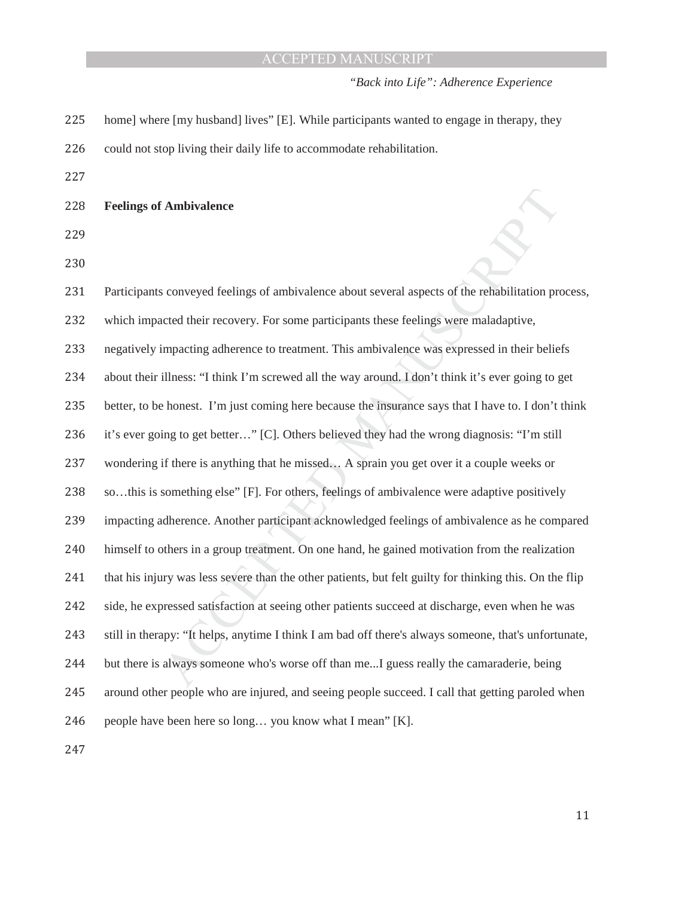home] where [my husband] lives" [E]. While participants wanted to engage in therapy, they could not stop living their daily life to accommodate rehabilitation.

**Feelings of Ambivalence**

Participants conveyed feelings of ambivalence about several aspects of the rehabilitation process, which impacted their recovery. For some participants these feelings were maladaptive, negatively impacting adherence to treatment. This ambivalence was expressed in their beliefs about their illness: "I think I'm screwed all the way around. I don't think it's ever going to get better, to be honest. I'm just coming here because the insurance says that I have to. I don't think it's ever going to get better…" [C]. Others believed they had the wrong diagnosis: "I'm still wondering if there is anything that he missed… A sprain you get over it a couple weeks or so…this is something else" [F]. For others, feelings of ambivalence were adaptive positively impacting adherence. Another participant acknowledged feelings of ambivalence as he compared himself to others in a group treatment. On one hand, he gained motivation from the realization that his injury was less severe than the other patients, but felt guilty for thinking this. On the flip side, he expressed satisfaction at seeing other patients succeed at discharge, even when he was still in therapy: "It helps, anytime I think I am bad off there's always someone, that's unfortunate, but there is always someone who's worse off than me...I guess really the camaraderie, being around other people who are injured, and seeing people succeed. I call that getting paroled when people have been here so long… you know what I mean" [K].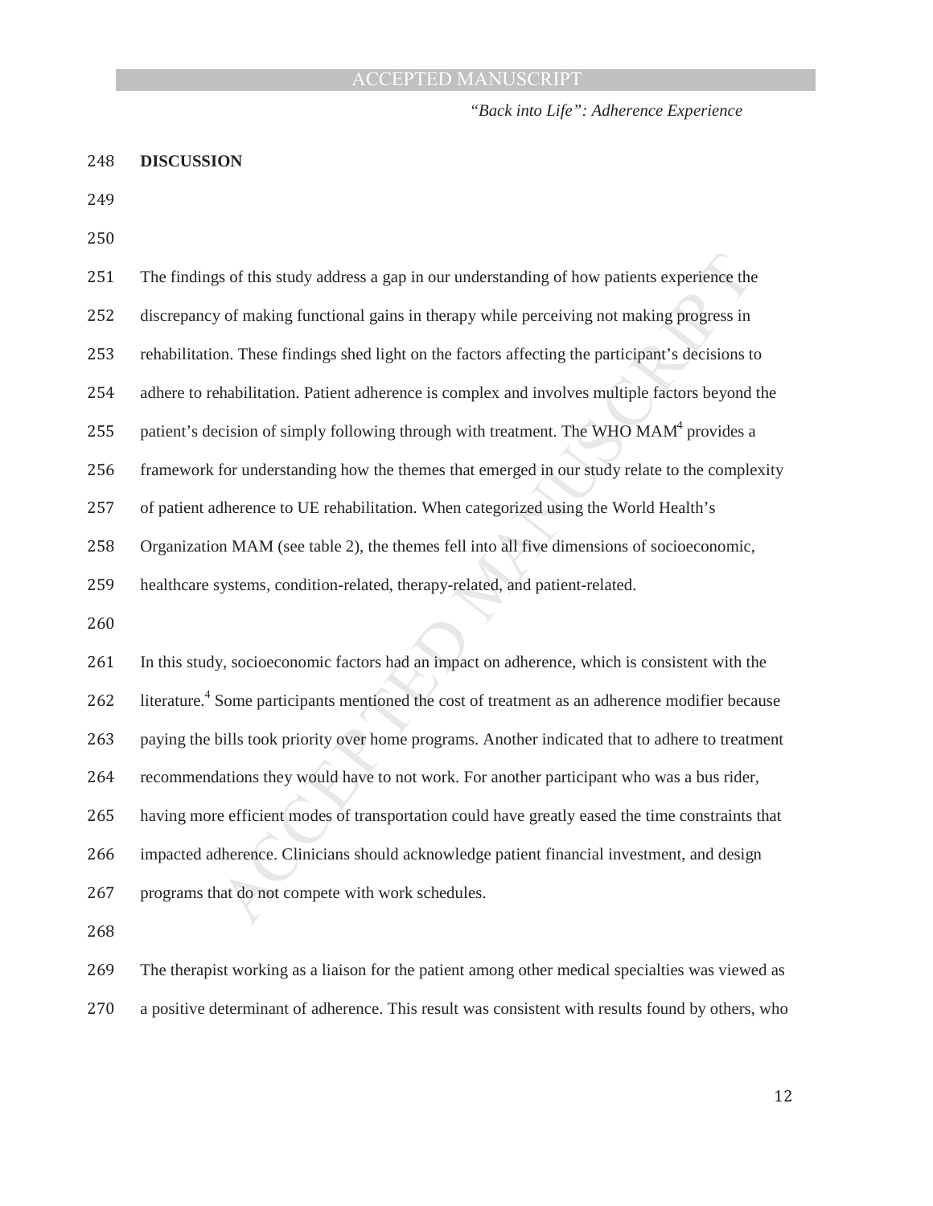## DISCUSSION

The findings of this study address a gap in our understanding of how patients experience the discrepancy of making functional gains in therapy while perceiving not making progress in rehabilitation. These findings shed light on the factors affecting the participant's decisions to adhere to rehabilitation. Patient adherence is complex and involves multiple factors beyond the patient's decision of simply following through with treatment. The WHO MAM[4] provides a framework for understanding how the themes that emerged in our study relate to the complexity of patient adherence to UE rehabilitation. When categorized using the World Health's Organization MAM (see table 2), the themes fell into all five dimensions of socioeconomic, healthcare systems, condition-related, therapy-related, and patient-related.

In this study, socioeconomic factors had an impact on adherence, which is consistent with the literature.[4] Some participants mentioned the cost of treatment as an adherence modifier because paying the bills took priority over home programs. Another indicated that to adhere to treatment recommendations they would have to not work. For another participant who was a bus rider, having more efficient modes of transportation could have greatly eased the time constraints that impacted adherence. Clinicians should acknowledge patient financial investment, and design programs that do not compete with work schedules.

The therapist working as a liaison for the patient among other medical specialties was viewed as a positive determinant of adherence. This result was consistent with results found by others, who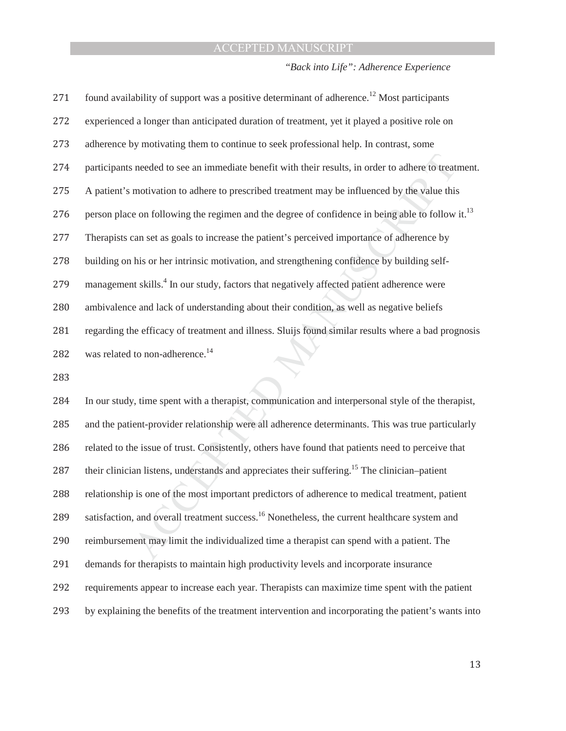found availability of support was a positive determinant of adherence.[12] Most participants experienced a longer than anticipated duration of treatment, yet it played a positive role on adherence by motivating them to continue to seek professional help. In contrast, some participants needed to see an immediate benefit with their results, in order to adhere to treatment. A patient's motivation to adhere to prescribed treatment may be influenced by the value this person place on following the regimen and the degree of confidence in being able to follow it.[13] Therapists can set as goals to increase the patient's perceived importance of adherence by building on his or her intrinsic motivation, and strengthening confidence by building self-management skills.[4] In our study, factors that negatively affected patient adherence were ambivalence and lack of understanding about their condition, as well as negative beliefs regarding the efficacy of treatment and illness. Sluijs found similar results where a bad prognosis was related to non-adherence.[14]

In our study, time spent with a therapist, communication and interpersonal style of the therapist, and the patient-provider relationship were all adherence determinants. This was true particularly related to the issue of trust. Consistently, others have found that patients need to perceive that their clinician listens, understands and appreciates their suffering.[15] The clinician–patient relationship is one of the most important predictors of adherence to medical treatment, patient satisfaction, and overall treatment success.[16] Nonetheless, the current healthcare system and reimbursement may limit the individualized time a therapist can spend with a patient. The demands for therapists to maintain high productivity levels and incorporate insurance requirements appear to increase each year. Therapists can maximize time spent with the patient by explaining the benefits of the treatment intervention and incorporating the patient's wants into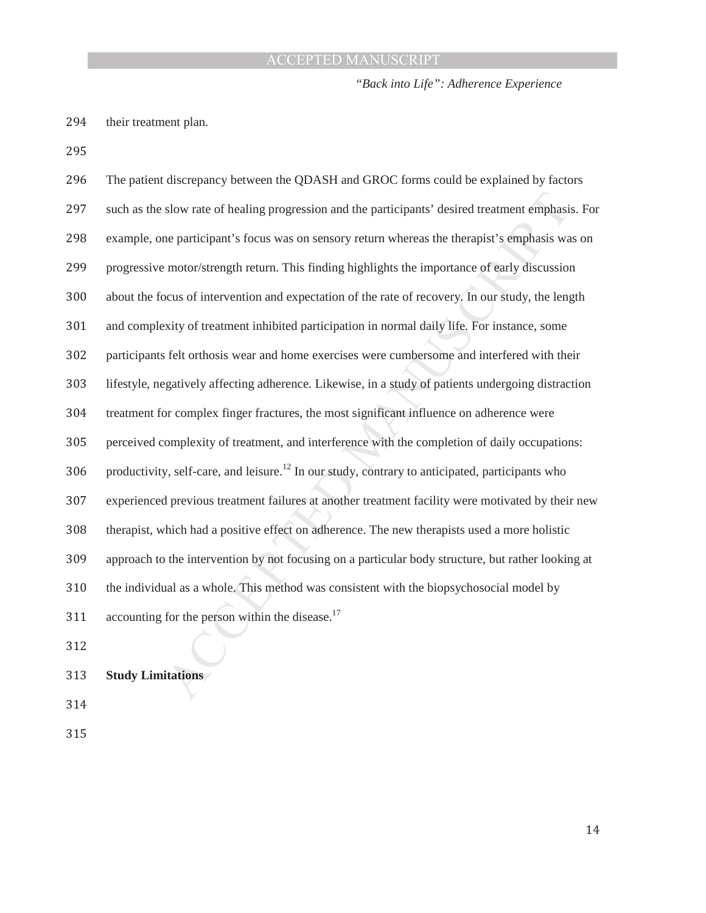their treatment plan.

The patient discrepancy between the QDASH and GROC forms could be explained by factors such as the slow rate of healing progression and the participants' desired treatment emphasis. For example, one participant's focus was on sensory return whereas the therapist's emphasis was on progressive motor/strength return. This finding highlights the importance of early discussion about the focus of intervention and expectation of the rate of recovery. In our study, the length and complexity of treatment inhibited participation in normal daily life. For instance, some participants felt orthosis wear and home exercises were cumbersome and interfered with their lifestyle, negatively affecting adherence. Likewise, in a study of patients undergoing distraction treatment for complex finger fractures, the most significant influence on adherence were perceived complexity of treatment, and interference with the completion of daily occupations: productivity, self-care, and leisure.[12] In our study, contrary to anticipated, participants who experienced previous treatment failures at another treatment facility were motivated by their new therapist, which had a positive effect on adherence. The new therapists used a more holistic approach to the intervention by not focusing on a particular body structure, but rather looking at the individual as a whole. This method was consistent with the biopsychosocial model by accounting for the person within the disease.[17]

**Study Limitations**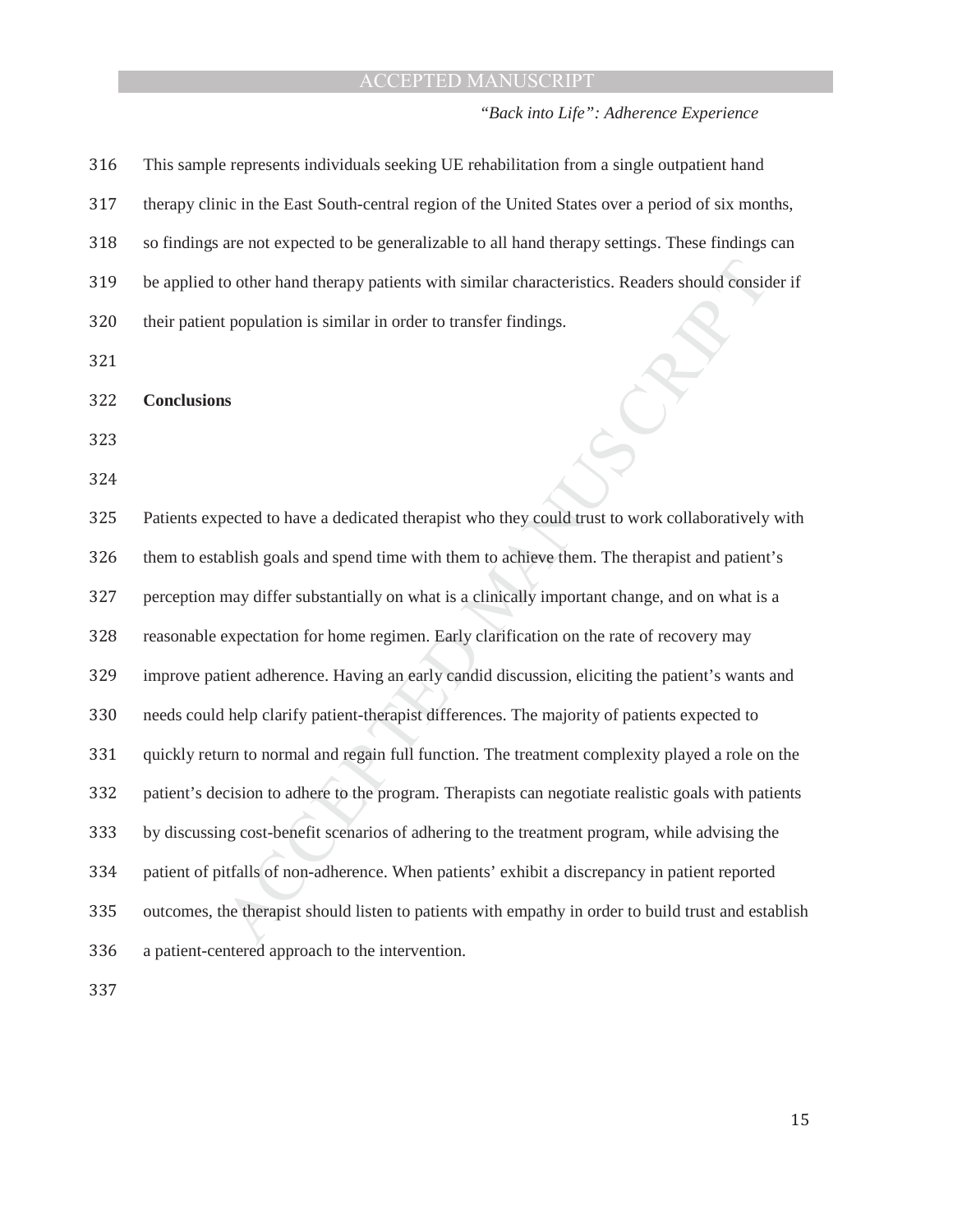This sample represents individuals seeking UE rehabilitation from a single outpatient hand therapy clinic in the East South-central region of the United States over a period of six months, so findings are not expected to be generalizable to all hand therapy settings. These findings can be applied to other hand therapy patients with similar characteristics. Readers should consider if their patient population is similar in order to transfer findings.

## Conclusions

Patients expected to have a dedicated therapist who they could trust to work collaboratively with them to establish goals and spend time with them to achieve them. The therapist and patient's perception may differ substantially on what is a clinically important change, and on what is a reasonable expectation for home regimen. Early clarification on the rate of recovery may improve patient adherence. Having an early candid discussion, eliciting the patient's wants and needs could help clarify patient-therapist differences. The majority of patients expected to quickly return to normal and regain full function. The treatment complexity played a role on the patient's decision to adhere to the program. Therapists can negotiate realistic goals with patients by discussing cost-benefit scenarios of adhering to the treatment program, while advising the patient of pitfalls of non-adherence. When patients' exhibit a discrepancy in patient reported outcomes, the therapist should listen to patients with empathy in order to build trust and establish a patient-centered approach to the intervention.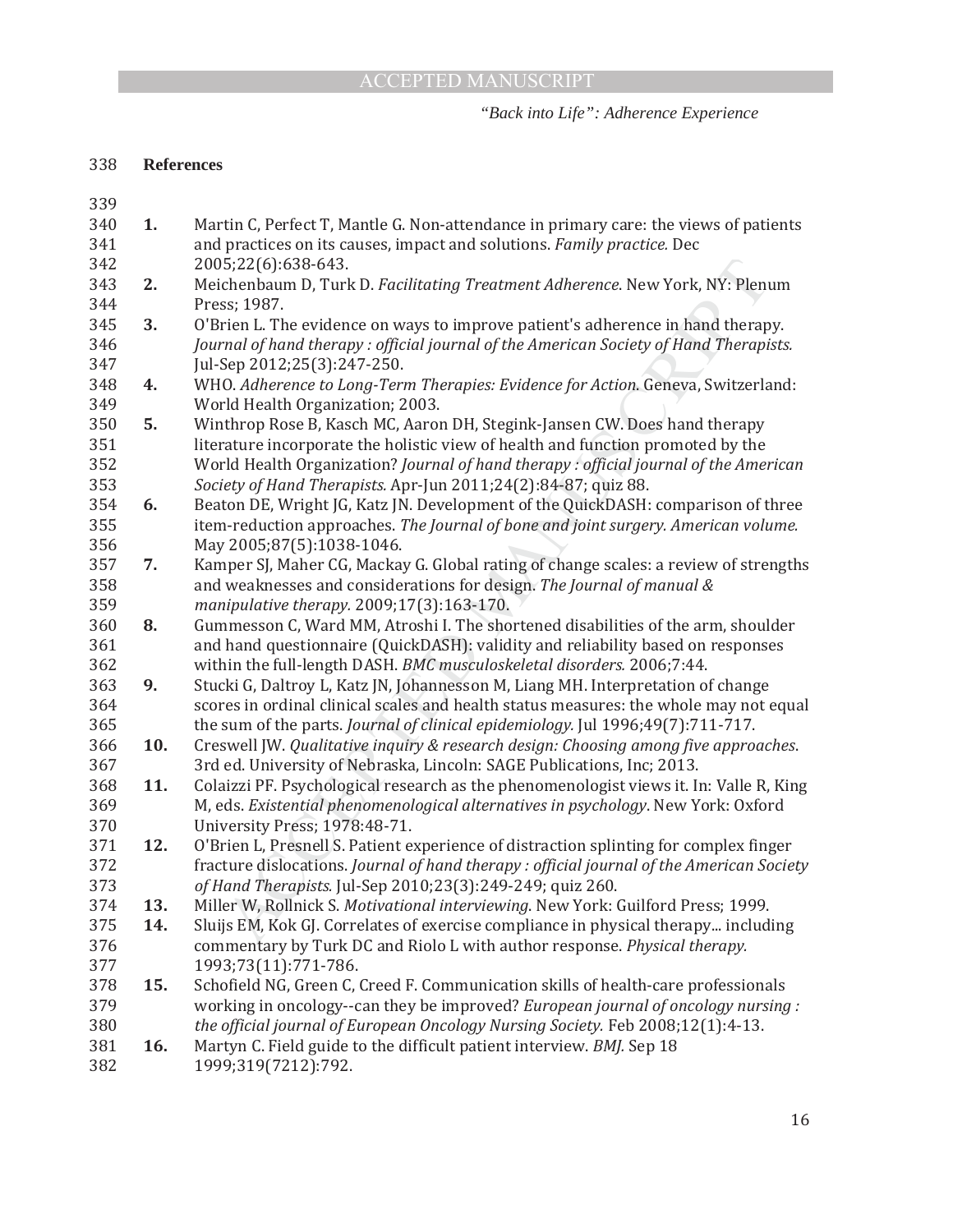## References

1. Martin C, Perfect T, Mantle G. Non-attendance in primary care: the views of patients and practices on its causes, impact and solutions. *Family practice.* Dec 2005;22(6):638-643.
2. Meichenbaum D, Turk D. *Facilitating Treatment Adherence*. New York, NY: Plenum Press; 1987.
3. O'Brien L. The evidence on ways to improve patient's adherence in hand therapy. *Journal of hand therapy : official journal of the American Society of Hand Therapists.* Jul-Sep 2012;25(3):247-250.
4. WHO. *Adherence to Long-Term Therapies: Evidence for Action*. Geneva, Switzerland: World Health Organization; 2003.
5. Winthrop Rose B, Kasch MC, Aaron DH, Stegink-Jansen CW. Does hand therapy literature incorporate the holistic view of health and function promoted by the World Health Organization? *Journal of hand therapy : official journal of the American Society of Hand Therapists.* Apr-Jun 2011;24(2):84-87; quiz 88.
6. Beaton DE, Wright JG, Katz JN. Development of the QuickDASH: comparison of three item-reduction approaches. *The Journal of bone and joint surgery. American volume.* May 2005;87(5):1038-1046.
7. Kamper SJ, Maher CG, Mackay G. Global rating of change scales: a review of strengths and weaknesses and considerations for design. *The Journal of manual & manipulative therapy.* 2009;17(3):163-170.
8. Gummesson C, Ward MM, Atroshi I. The shortened disabilities of the arm, shoulder and hand questionnaire (QuickDASH): validity and reliability based on responses within the full-length DASH. *BMC musculoskeletal disorders.* 2006;7:44.
9. Stucki G, Daltroy L, Katz JN, Johannesson M, Liang MH. Interpretation of change scores in ordinal clinical scales and health status measures: the whole may not equal the sum of the parts. *Journal of clinical epidemiology.* Jul 1996;49(7):711-717.
10. Creswell JW. *Qualitative inquiry & research design: Choosing among five approaches*. 3rd ed. University of Nebraska, Lincoln: SAGE Publications, Inc; 2013.
11. Colaizzi PF. Psychological research as the phenomenologist views it. In: Valle R, King M, eds. *Existential phenomenological alternatives in psychology*. New York: Oxford University Press; 1978:48-71.
12. O'Brien L, Presnell S. Patient experience of distraction splinting for complex finger fracture dislocations. *Journal of hand therapy : official journal of the American Society of Hand Therapists.* Jul-Sep 2010;23(3):249-249; quiz 260.
13. Miller W, Rollnick S. *Motivational interviewing.* New York: Guilford Press; 1999.
14. Sluijs EM, Kok GJ. Correlates of exercise compliance in physical therapy... including commentary by Turk DC and Riolo L with author response. *Physical therapy.* 1993;73(11):771-786.
15. Schofield NG, Green C, Creed F. Communication skills of health-care professionals working in oncology--can they be improved? *European journal of oncology nursing : the official journal of European Oncology Nursing Society.* Feb 2008;12(1):4-13.
16. Martyn C. Field guide to the difficult patient interview. *BMJ.* Sep 18 1999;319(7212):792.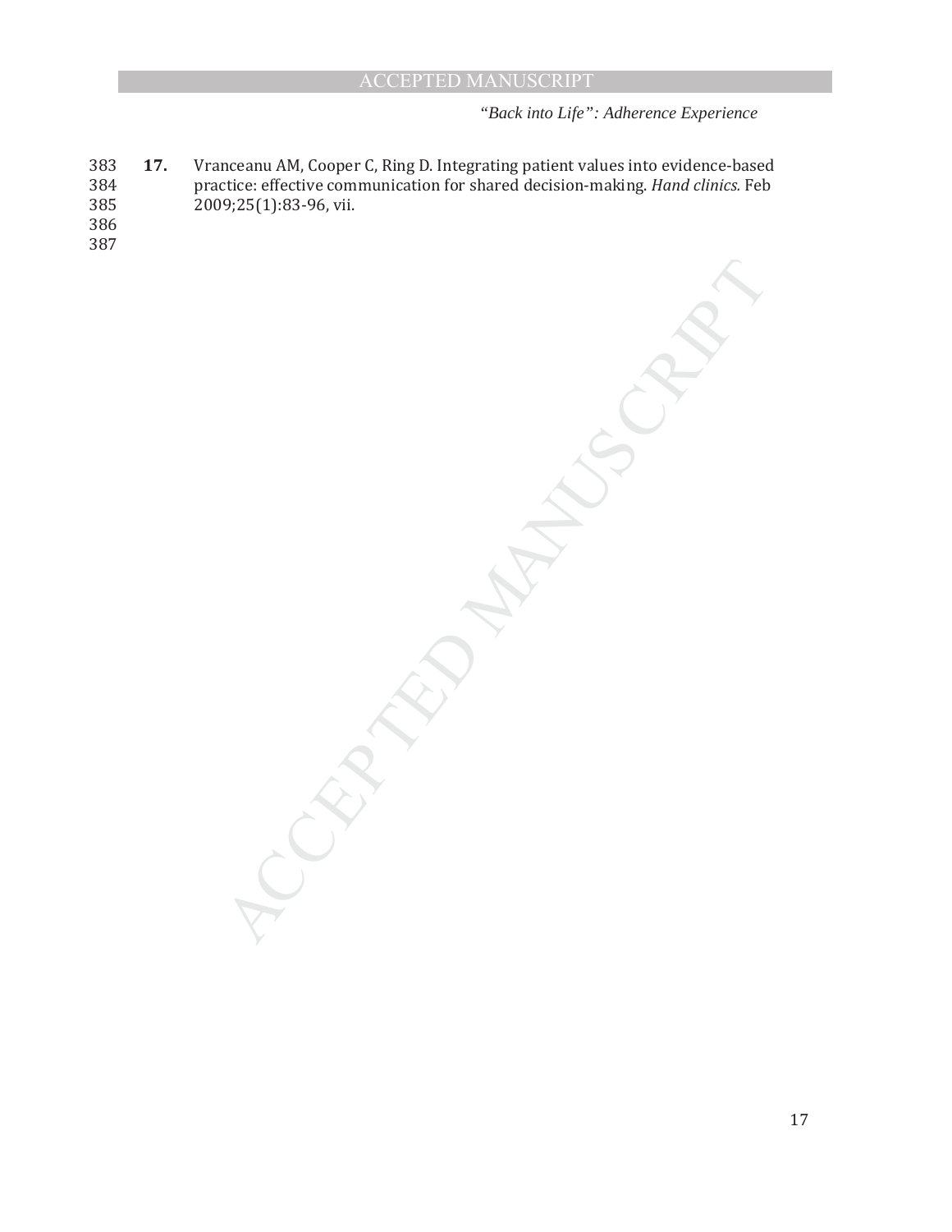17. Vranceanu AM, Cooper C, Ring D. Integrating patient values into evidence-based practice: effective communication for shared decision-making. *Hand clinics.* Feb 2009;25(1):83-96, vii.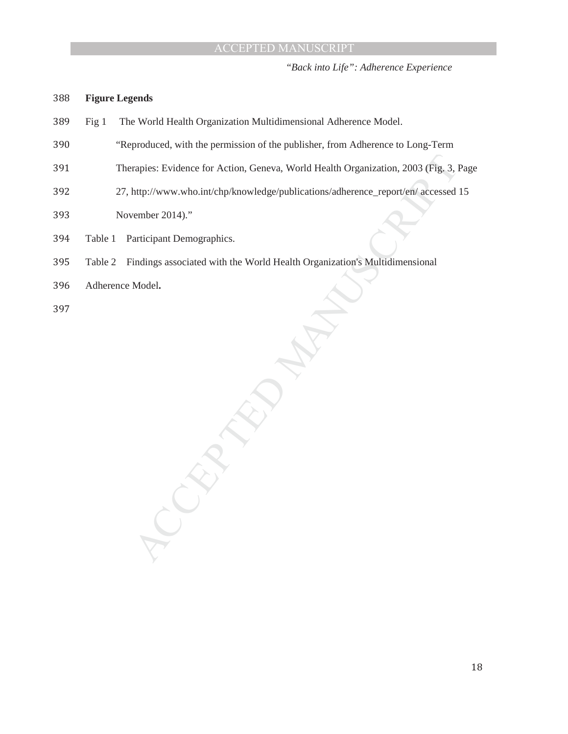**Figure Legends**

Fig 1 The World Health Organization Multidimensional Adherence Model.

"Reproduced, with the permission of the publisher, from Adherence to Long-Term Therapies: Evidence for Action, Geneva, World Health Organization, 2003 (Fig. 3, Page 27, http://www.who.int/chp/knowledge/publications/adherence_report/en/ accessed 15 November 2014)."

Table 1 Participant Demographics.

Table 2 Findings associated with the World Health Organization's Multidimensional Adherence Model**.**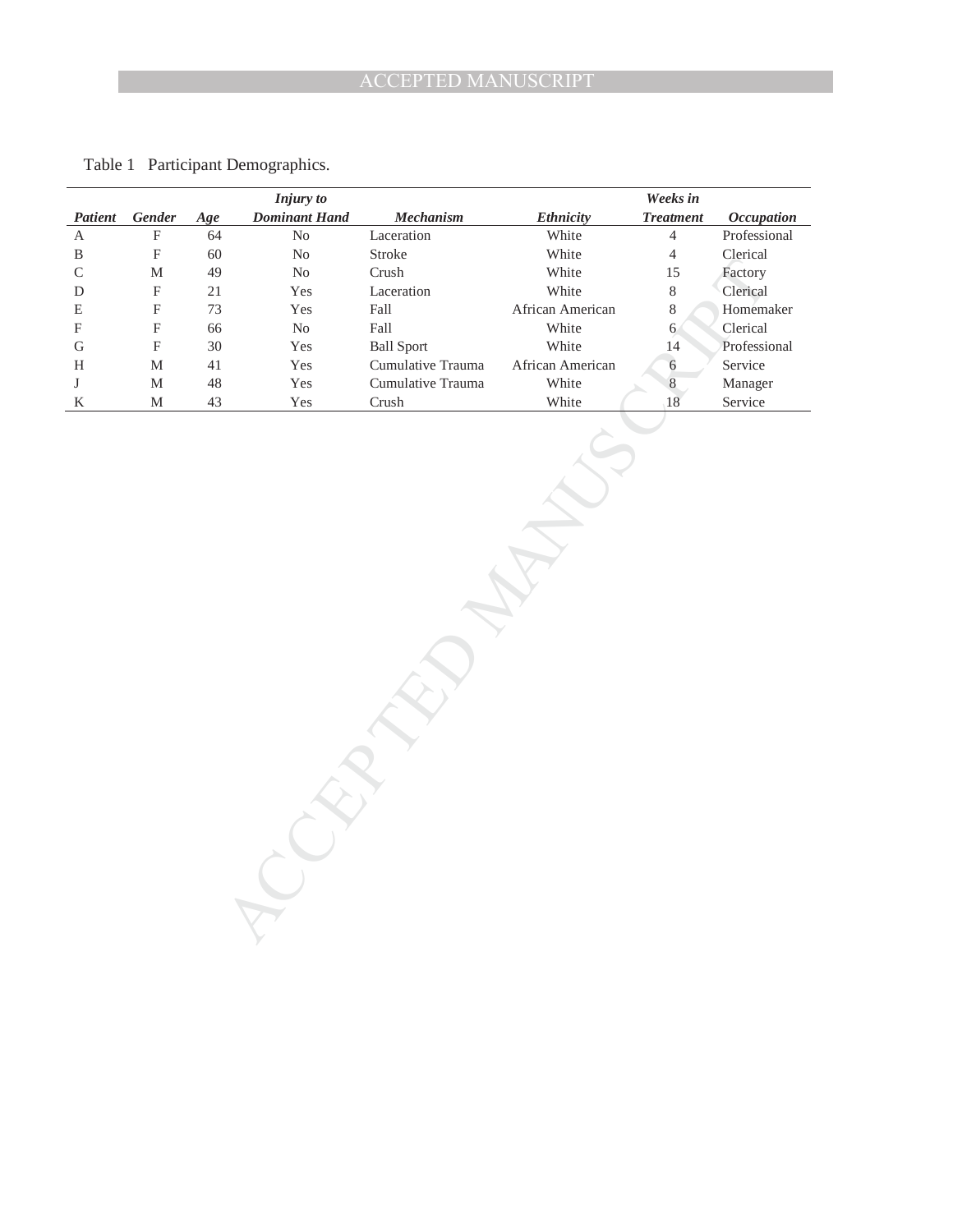Table 1 Participant Demographics.

| *Patient* | *Gender* | *Age* | *Injury to Dominant Hand* | *Mechanism* | *Ethnicity* | *Weeks in Treatment* | *Occupation* |
|---|---|---|---|---|---|---|---|
| A | F | 64 | No | Laceration | White | 4 | Professional |
| B | F | 60 | No | Stroke | White | 4 | Clerical |
| C | M | 49 | No | Crush | White | 15 | Factory |
| D | F | 21 | Yes | Laceration | White | 8 | Clerical |
| E | F | 73 | Yes | Fall | African American | 8 | Homemaker |
| F | F | 66 | No | Fall | White | 6 | Clerical |
| G | F | 30 | Yes | Ball Sport | White | 14 | Professional |
| H | M | 41 | Yes | Cumulative Trauma | African American | 6 | Service |
| J | M | 48 | Yes | Cumulative Trauma | White | 8 | Manager |
| K | M | 43 | Yes | Crush | White | 18 | Service |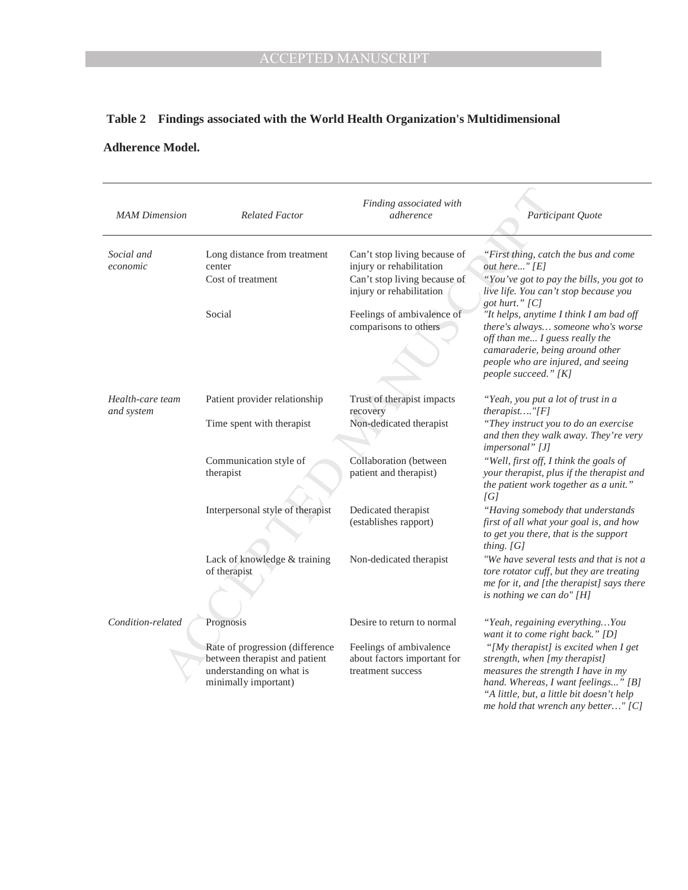**Table 2 Findings associated with the World Health Organization's Multidimensional Adherence Model.**

| *MAM Dimension* | *Related Factor* | *Finding associated with adherence* | *Participant Quote* |
|---|---|---|---|
| *Social and economic* | Long distance from treatment center | Can't stop living because of injury or rehabilitation | *"First thing, catch the bus and come out here..." [E]* |
| | Cost of treatment | Can't stop living because of injury or rehabilitation | *"You've got to pay the bills, you got to live life. You can't stop because you got hurt." [C]* |
| | Social | Feelings of ambivalence of comparisons to others | *"It helps, anytime I think I am bad off there's always… someone who's worse off than me... I guess really the camaraderie, being around other people who are injured, and seeing people succeed." [K]* |
| *Health-care team and system* | Patient provider relationship | Trust of therapist impacts recovery | *"Yeah, you put a lot of trust in a therapist…."[F]* |
| | Time spent with therapist | Non-dedicated therapist | *"They instruct you to do an exercise and then they walk away. They're very impersonal" [J]* |
| | Communication style of therapist | Collaboration (between patient and therapist) | *"Well, first off, I think the goals of your therapist, plus if the therapist and the patient work together as a unit." [G]* |
| | Interpersonal style of therapist | Dedicated therapist (establishes rapport) | *"Having somebody that understands first of all what your goal is, and how to get you there, that is the support thing. [G]* |
| | Lack of knowledge & training of therapist | Non-dedicated therapist | *"We have several tests and that is not a tore rotator cuff, but they are treating me for it, and [the therapist] says there is nothing we can do" [H]* |
| *Condition-related* | Prognosis | Desire to return to normal | *"Yeah, regaining everything…You want it to come right back." [D]* |
| | Rate of progression (difference between therapist and patient understanding on what is minimally important) | Feelings of ambivalence about factors important for treatment success | *"[My therapist] is excited when I get strength, when [my therapist] measures the strength I have in my hand. Whereas, I want feelings..." [B]* *"A little, but, a little bit doesn't help me hold that wrench any better…" [C]* |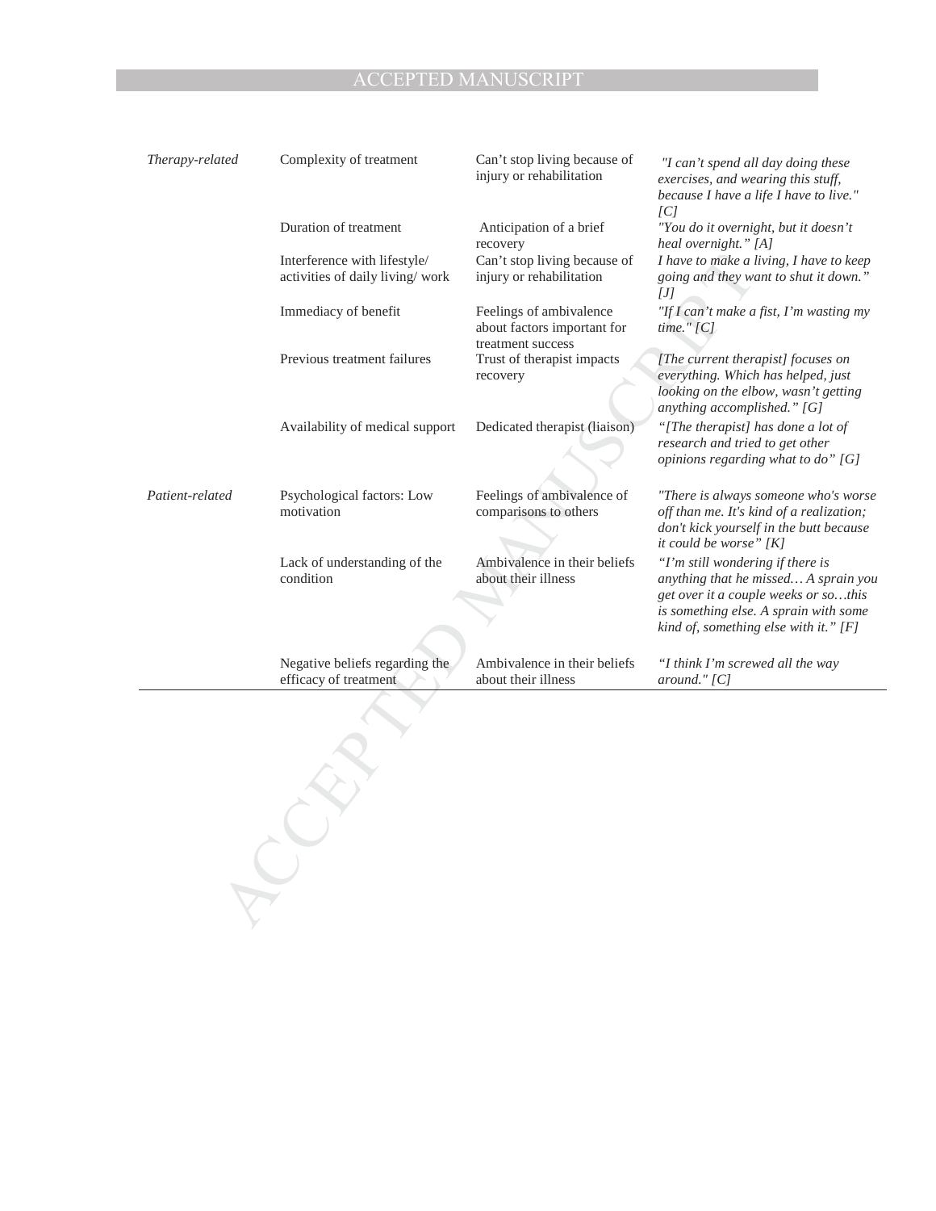| | | | |
|---|---|---|---|
| *Therapy-related* | Complexity of treatment | Can't stop living because of injury or rehabilitation | *"I can't spend all day doing these exercises, and wearing this stuff, because I have a life I have to live." [C]* |
| | Duration of treatment | Anticipation of a brief recovery | *"You do it overnight, but it doesn't heal overnight." [A]* |
| | Interference with lifestyle/ activities of daily living/ work | Can't stop living because of injury or rehabilitation | *I have to make a living, I have to keep going and they want to shut it down." [J]* |
| | Immediacy of benefit | Feelings of ambivalence about factors important for treatment success | *"If I can't make a fist, I'm wasting my time." [C]* |
| | Previous treatment failures | Trust of therapist impacts recovery | *[The current therapist] focuses on everything. Which has helped, just looking on the elbow, wasn't getting anything accomplished." [G]* |
| | Availability of medical support | Dedicated therapist (liaison) | *"[The therapist] has done a lot of research and tried to get other opinions regarding what to do" [G]* |
| *Patient-related* | Psychological factors: Low motivation | Feelings of ambivalence of comparisons to others | *"There is always someone who's worse off than me. It's kind of a realization; don't kick yourself in the butt because it could be worse" [K]* |
| | Lack of understanding of the condition | Ambivalence in their beliefs about their illness | *"I'm still wondering if there is anything that he missed… A sprain you get over it a couple weeks or so…this is something else. A sprain with some kind of, something else with it." [F]* |
| | Negative beliefs regarding the efficacy of treatment | Ambivalence in their beliefs about their illness | *"I think I'm screwed all the way around." [C]* |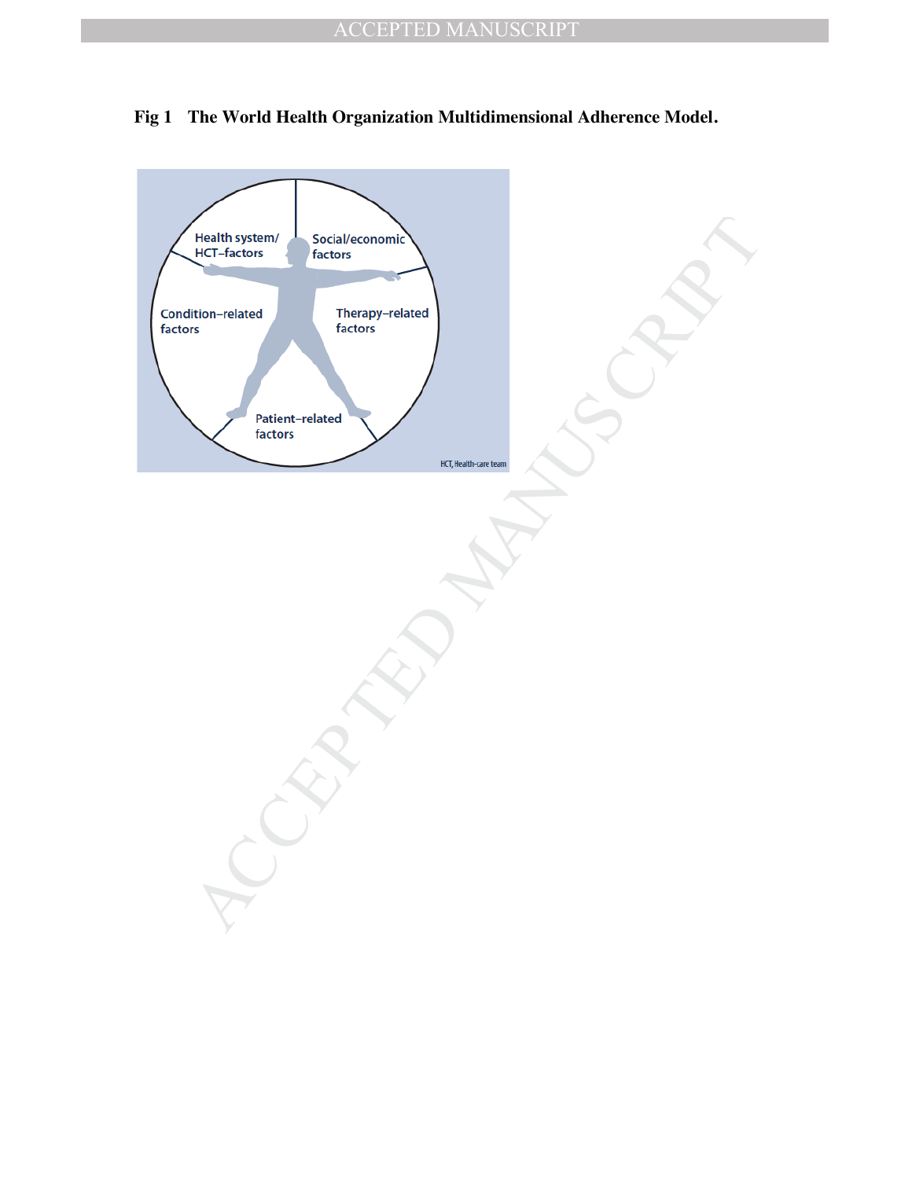**Fig 1 The World Health Organization Multidimensional Adherence Model.**

Health system/
HCT–factors

Social/economic
factors

Condition–related
factors

Therapy–related
factors

Patient–related
factors

HCT, Health-care team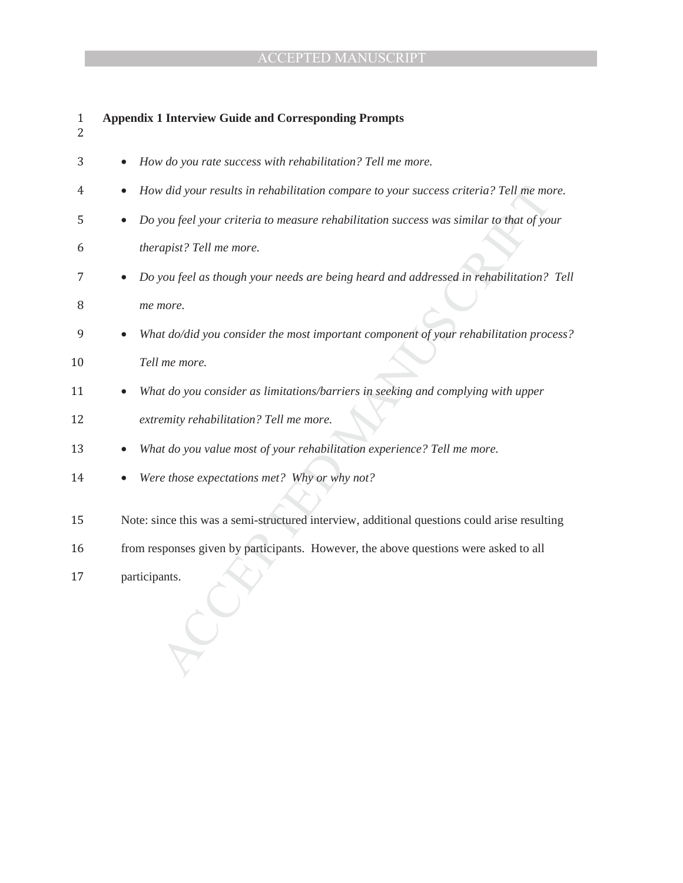**Appendix 1 Interview Guide and Corresponding Prompts**

- *How do you rate success with rehabilitation? Tell me more.*
- *How did your results in rehabilitation compare to your success criteria? Tell me more.*
- *Do you feel your criteria to measure rehabilitation success was similar to that of your therapist? Tell me more.*
- *Do you feel as though your needs are being heard and addressed in rehabilitation? Tell me more.*
- *What do/did you consider the most important component of your rehabilitation process? Tell me more.*
- *What do you consider as limitations/barriers in seeking and complying with upper extremity rehabilitation? Tell me more.*
- *What do you value most of your rehabilitation experience? Tell me more.*
- *Were those expectations met? Why or why not?*

Note: since this was a semi-structured interview, additional questions could arise resulting from responses given by participants. However, the above questions were asked to all participants.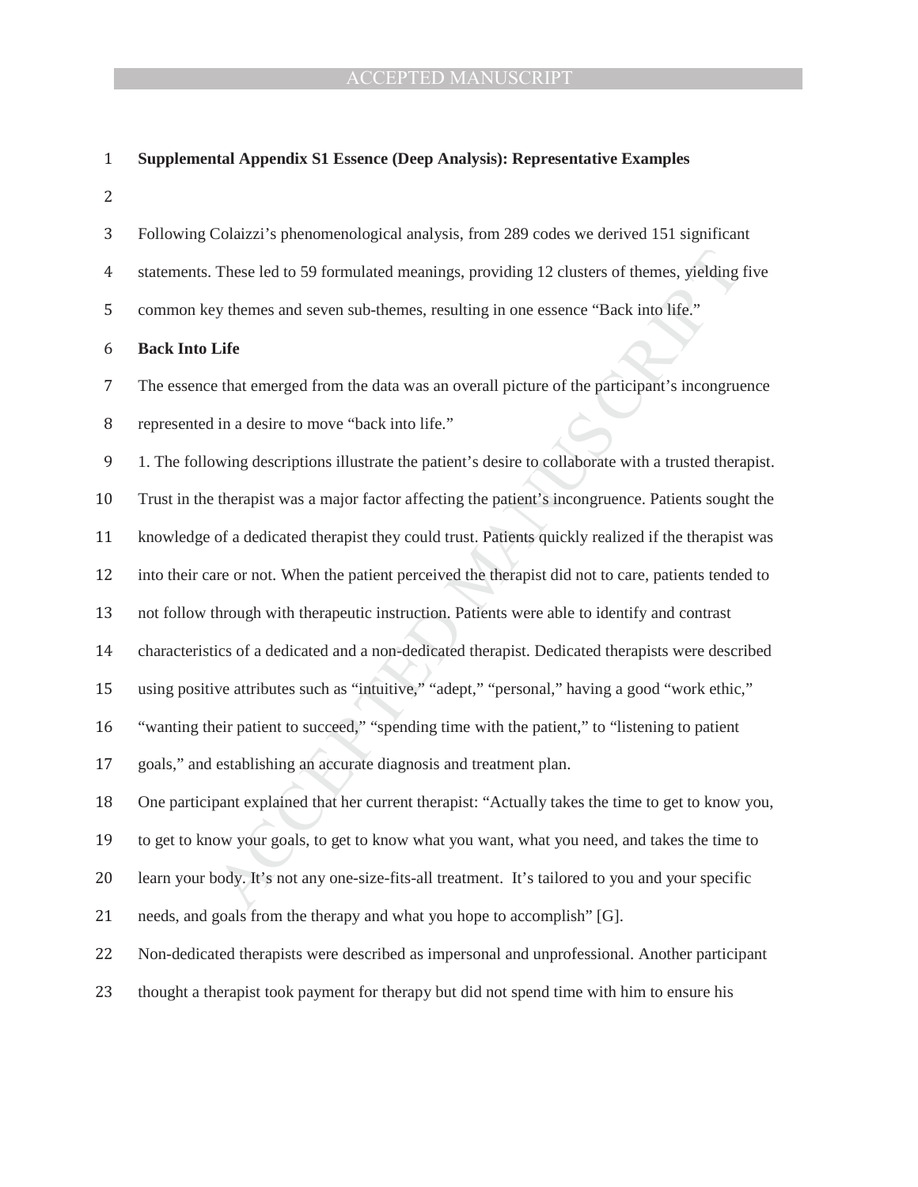**Supplemental Appendix S1 Essence (Deep Analysis): Representative Examples**

Following Colaizzi's phenomenological analysis, from 289 codes we derived 151 significant statements. These led to 59 formulated meanings, providing 12 clusters of themes, yielding five common key themes and seven sub-themes, resulting in one essence "Back into life."

**Back Into Life**

The essence that emerged from the data was an overall picture of the participant's incongruence represented in a desire to move "back into life."

1. The following descriptions illustrate the patient's desire to collaborate with a trusted therapist. Trust in the therapist was a major factor affecting the patient's incongruence. Patients sought the knowledge of a dedicated therapist they could trust. Patients quickly realized if the therapist was into their care or not. When the patient perceived the therapist did not to care, patients tended to not follow through with therapeutic instruction. Patients were able to identify and contrast characteristics of a dedicated and a non-dedicated therapist. Dedicated therapists were described using positive attributes such as "intuitive," "adept," "personal," having a good "work ethic," "wanting their patient to succeed," "spending time with the patient," to "listening to patient goals," and establishing an accurate diagnosis and treatment plan.

One participant explained that her current therapist: "Actually takes the time to get to know you, to get to know your goals, to get to know what you want, what you need, and takes the time to learn your body. It's not any one-size-fits-all treatment. It's tailored to you and your specific needs, and goals from the therapy and what you hope to accomplish" [G].

Non-dedicated therapists were described as impersonal and unprofessional. Another participant thought a therapist took payment for therapy but did not spend time with him to ensure his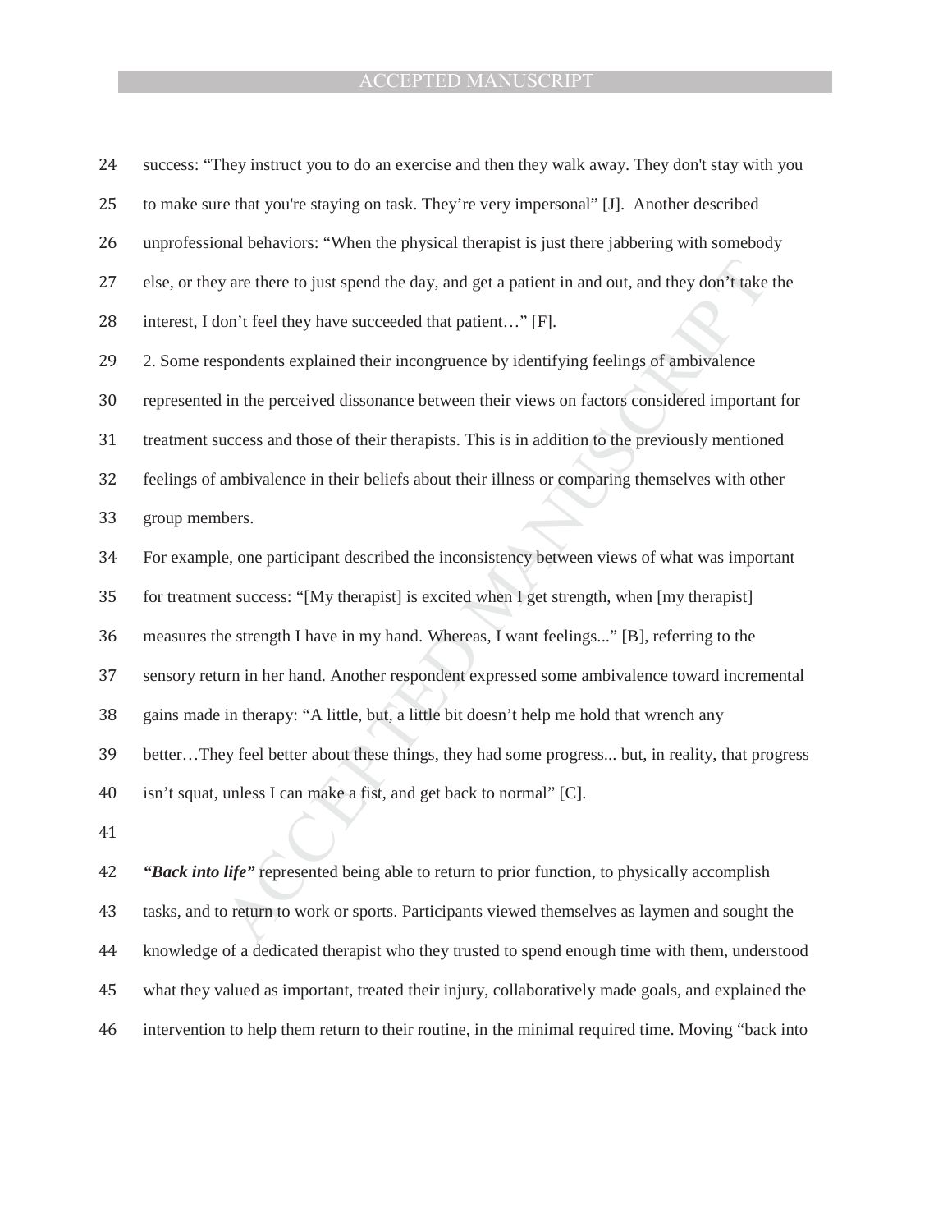success: “They instruct you to do an exercise and then they walk away. They don't stay with you to make sure that you're staying on task. They’re very impersonal” [J]. Another described unprofessional behaviors: “When the physical therapist is just there jabbering with somebody else, or they are there to just spend the day, and get a patient in and out, and they don’t take the interest, I don’t feel they have succeeded that patient…” [F].

2. Some respondents explained their incongruence by identifying feelings of ambivalence represented in the perceived dissonance between their views on factors considered important for treatment success and those of their therapists. This is in addition to the previously mentioned feelings of ambivalence in their beliefs about their illness or comparing themselves with other group members.

For example, one participant described the inconsistency between views of what was important for treatment success: “[My therapist] is excited when I get strength, when [my therapist] measures the strength I have in my hand. Whereas, I want feelings...” [B], referring to the sensory return in her hand. Another respondent expressed some ambivalence toward incremental gains made in therapy: “A little, but, a little bit doesn’t help me hold that wrench any better…They feel better about these things, they had some progress... but, in reality, that progress isn’t squat, unless I can make a fist, and get back to normal” [C].

***“Back into life”*** represented being able to return to prior function, to physically accomplish tasks, and to return to work or sports. Participants viewed themselves as laymen and sought the knowledge of a dedicated therapist who they trusted to spend enough time with them, understood what they valued as important, treated their injury, collaboratively made goals, and explained the intervention to help them return to their routine, in the minimal required time. Moving “back into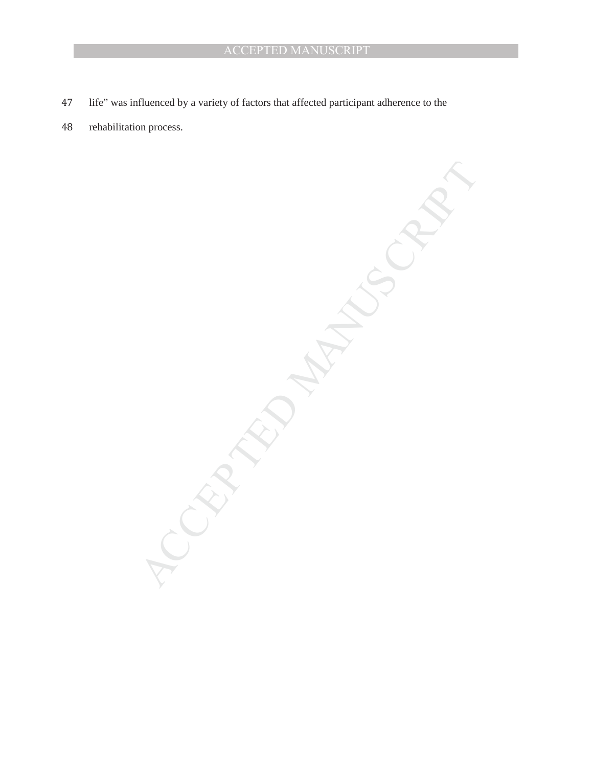life" was influenced by a variety of factors that affected participant adherence to the rehabilitation process.